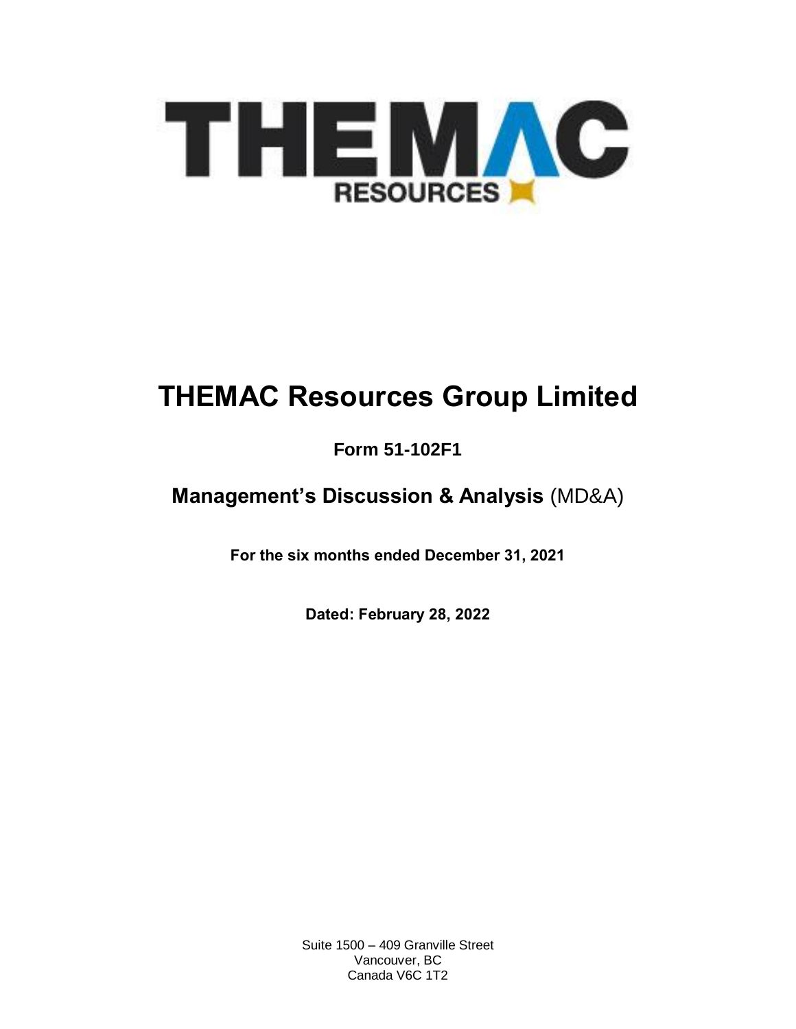# THEMAC Resources Group Limited

## Form 51-102F1

## **Management's Discussion & Analysis** (MD&A)

**For the six months ended December 31, 2021**

**Dated: February 28, 2022**

Suite 1500 – 409 Granville Street
Vancouver, BC
Canada V6C 1T2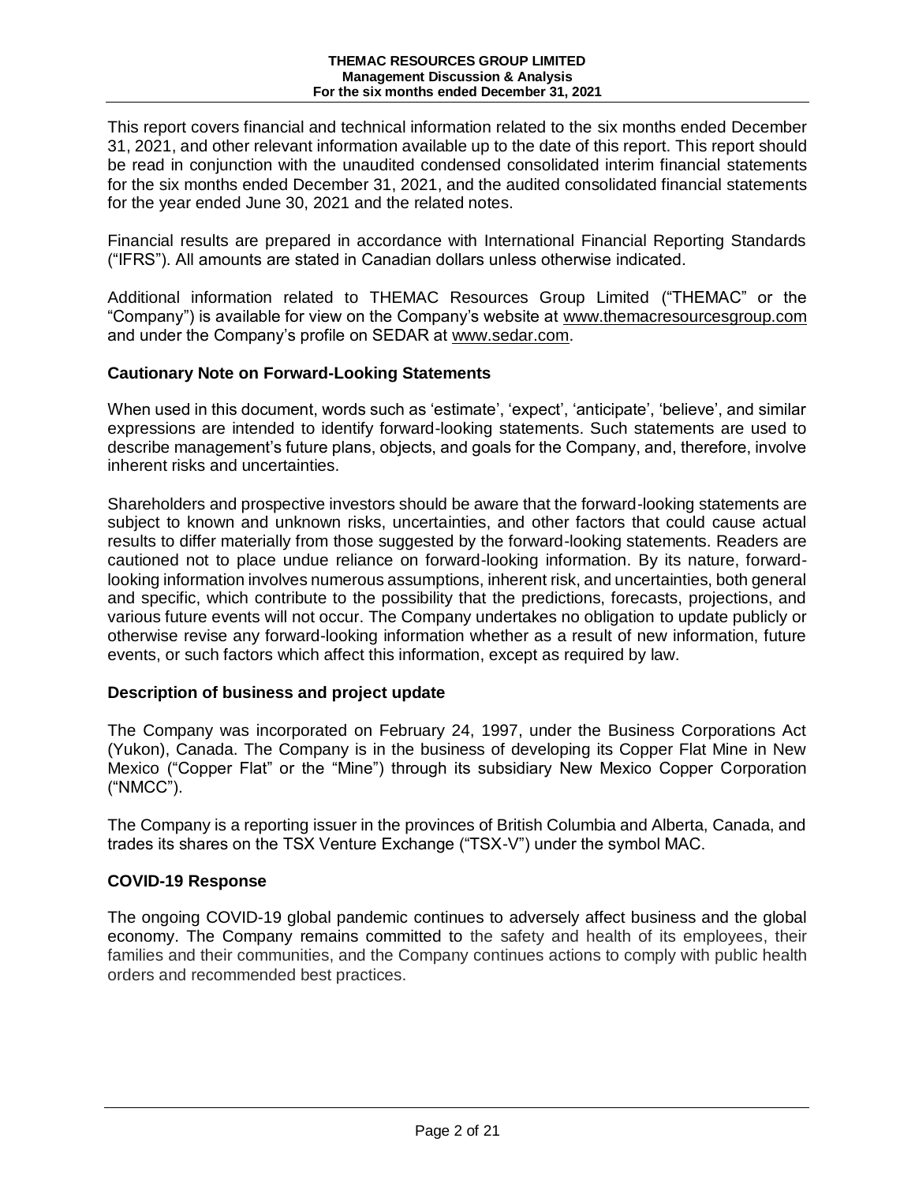This report covers financial and technical information related to the six months ended December 31, 2021, and other relevant information available up to the date of this report. This report should be read in conjunction with the unaudited condensed consolidated interim financial statements for the six months ended December 31, 2021, and the audited consolidated financial statements for the year ended June 30, 2021 and the related notes.

Financial results are prepared in accordance with International Financial Reporting Standards ("IFRS"). All amounts are stated in Canadian dollars unless otherwise indicated.

Additional information related to THEMAC Resources Group Limited ("THEMAC" or the "Company") is available for view on the Company's website at www.themacresourcesgroup.com and under the Company's profile on SEDAR at www.sedar.com.

## Cautionary Note on Forward-Looking Statements

When used in this document, words such as 'estimate', 'expect', 'anticipate', 'believe', and similar expressions are intended to identify forward-looking statements. Such statements are used to describe management's future plans, objects, and goals for the Company, and, therefore, involve inherent risks and uncertainties.

Shareholders and prospective investors should be aware that the forward-looking statements are subject to known and unknown risks, uncertainties, and other factors that could cause actual results to differ materially from those suggested by the forward-looking statements. Readers are cautioned not to place undue reliance on forward-looking information. By its nature, forward-looking information involves numerous assumptions, inherent risk, and uncertainties, both general and specific, which contribute to the possibility that the predictions, forecasts, projections, and various future events will not occur. The Company undertakes no obligation to update publicly or otherwise revise any forward-looking information whether as a result of new information, future events, or such factors which affect this information, except as required by law.

## Description of business and project update

The Company was incorporated on February 24, 1997, under the Business Corporations Act (Yukon), Canada. The Company is in the business of developing its Copper Flat Mine in New Mexico ("Copper Flat" or the "Mine") through its subsidiary New Mexico Copper Corporation ("NMCC").

The Company is a reporting issuer in the provinces of British Columbia and Alberta, Canada, and trades its shares on the TSX Venture Exchange ("TSX-V") under the symbol MAC.

## COVID-19 Response

The ongoing COVID-19 global pandemic continues to adversely affect business and the global economy. The Company remains committed to the safety and health of its employees, their families and their communities, and the Company continues actions to comply with public health orders and recommended best practices.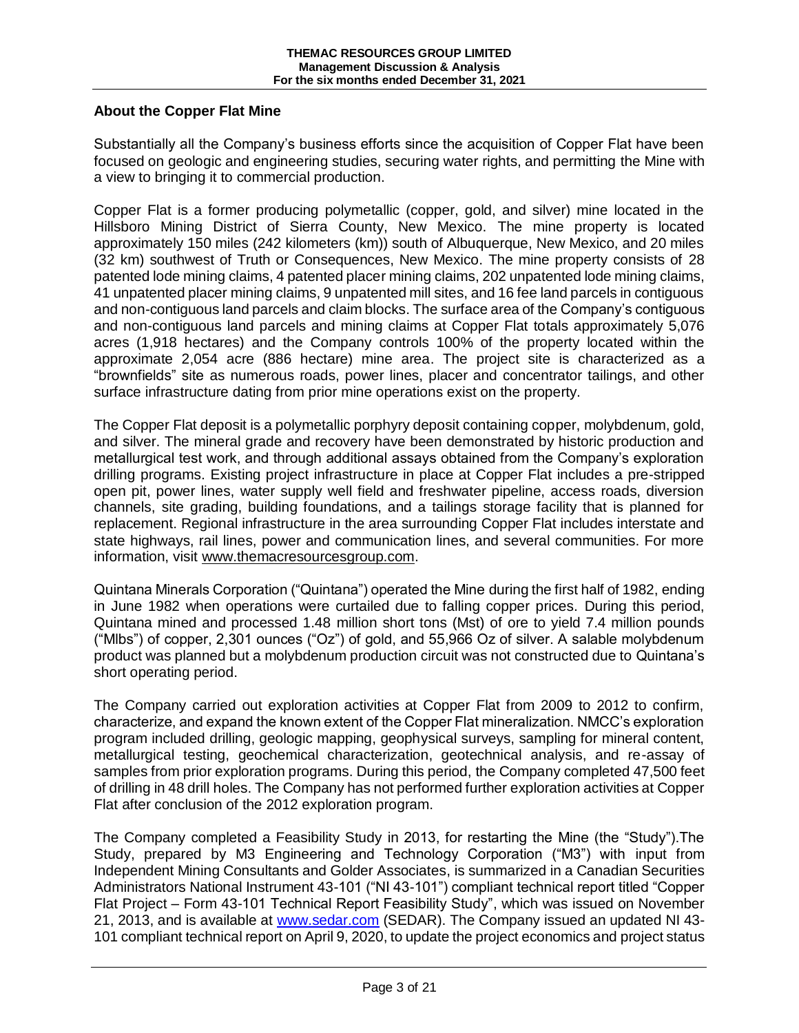## About the Copper Flat Mine

Substantially all the Company's business efforts since the acquisition of Copper Flat have been focused on geologic and engineering studies, securing water rights, and permitting the Mine with a view to bringing it to commercial production.

Copper Flat is a former producing polymetallic (copper, gold, and silver) mine located in the Hillsboro Mining District of Sierra County, New Mexico. The mine property is located approximately 150 miles (242 kilometers (km)) south of Albuquerque, New Mexico, and 20 miles (32 km) southwest of Truth or Consequences, New Mexico. The mine property consists of 28 patented lode mining claims, 4 patented placer mining claims, 202 unpatented lode mining claims, 41 unpatented placer mining claims, 9 unpatented mill sites, and 16 fee land parcels in contiguous and non-contiguous land parcels and claim blocks. The surface area of the Company's contiguous and non-contiguous land parcels and mining claims at Copper Flat totals approximately 5,076 acres (1,918 hectares) and the Company controls 100% of the property located within the approximate 2,054 acre (886 hectare) mine area. The project site is characterized as a "brownfields" site as numerous roads, power lines, placer and concentrator tailings, and other surface infrastructure dating from prior mine operations exist on the property.

The Copper Flat deposit is a polymetallic porphyry deposit containing copper, molybdenum, gold, and silver. The mineral grade and recovery have been demonstrated by historic production and metallurgical test work, and through additional assays obtained from the Company's exploration drilling programs. Existing project infrastructure in place at Copper Flat includes a pre-stripped open pit, power lines, water supply well field and freshwater pipeline, access roads, diversion channels, site grading, building foundations, and a tailings storage facility that is planned for replacement. Regional infrastructure in the area surrounding Copper Flat includes interstate and state highways, rail lines, power and communication lines, and several communities. For more information, visit www.themacresourcesgroup.com.

Quintana Minerals Corporation ("Quintana") operated the Mine during the first half of 1982, ending in June 1982 when operations were curtailed due to falling copper prices. During this period, Quintana mined and processed 1.48 million short tons (Mst) of ore to yield 7.4 million pounds ("Mlbs") of copper, 2,301 ounces ("Oz") of gold, and 55,966 Oz of silver. A salable molybdenum product was planned but a molybdenum production circuit was not constructed due to Quintana's short operating period.

The Company carried out exploration activities at Copper Flat from 2009 to 2012 to confirm, characterize, and expand the known extent of the Copper Flat mineralization. NMCC's exploration program included drilling, geologic mapping, geophysical surveys, sampling for mineral content, metallurgical testing, geochemical characterization, geotechnical analysis, and re-assay of samples from prior exploration programs. During this period, the Company completed 47,500 feet of drilling in 48 drill holes. The Company has not performed further exploration activities at Copper Flat after conclusion of the 2012 exploration program.

The Company completed a Feasibility Study in 2013, for restarting the Mine (the "Study").The Study, prepared by M3 Engineering and Technology Corporation ("M3") with input from Independent Mining Consultants and Golder Associates, is summarized in a Canadian Securities Administrators National Instrument 43-101 ("NI 43-101") compliant technical report titled "Copper Flat Project – Form 43-101 Technical Report Feasibility Study", which was issued on November 21, 2013, and is available at www.sedar.com (SEDAR). The Company issued an updated NI 43-101 compliant technical report on April 9, 2020, to update the project economics and project status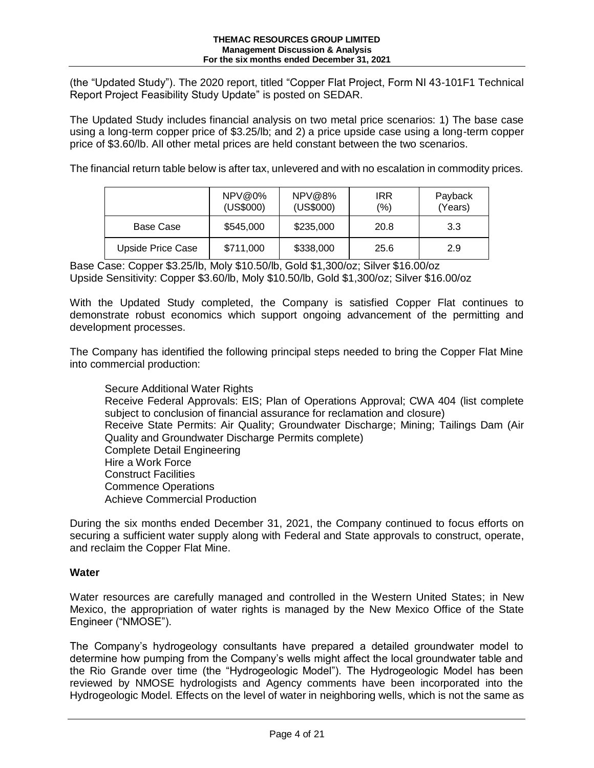(the "Updated Study"). The 2020 report, titled "Copper Flat Project, Form NI 43-101F1 Technical Report Project Feasibility Study Update" is posted on SEDAR.

The Updated Study includes financial analysis on two metal price scenarios: 1) The base case using a long-term copper price of \$3.25/lb; and 2) a price upside case using a long-term copper price of \$3.60/lb. All other metal prices are held constant between the two scenarios.

The financial return table below is after tax, unlevered and with no escalation in commodity prices.

| | NPV@0% (US\$000) | NPV@8% (US\$000) | IRR (%) | Payback (Years) |
|---|---|---|---|---|
| Base Case | \$545,000 | \$235,000 | 20.8 | 3.3 |
| Upside Price Case | \$711,000 | \$338,000 | 25.6 | 2.9 |

Base Case: Copper \$3.25/lb, Moly \$10.50/lb, Gold \$1,300/oz; Silver \$16.00/oz
Upside Sensitivity: Copper \$3.60/lb, Moly \$10.50/lb, Gold \$1,300/oz; Silver \$16.00/oz

With the Updated Study completed, the Company is satisfied Copper Flat continues to demonstrate robust economics which support ongoing advancement of the permitting and development processes.

The Company has identified the following principal steps needed to bring the Copper Flat Mine into commercial production:

- Secure Additional Water Rights
- Receive Federal Approvals: EIS; Plan of Operations Approval; CWA 404 (list complete subject to conclusion of financial assurance for reclamation and closure)
- Receive State Permits: Air Quality; Groundwater Discharge; Mining; Tailings Dam (Air Quality and Groundwater Discharge Permits complete)
- Complete Detail Engineering
- Hire a Work Force
- Construct Facilities
- Commence Operations
- Achieve Commercial Production

During the six months ended December 31, 2021, the Company continued to focus efforts on securing a sufficient water supply along with Federal and State approvals to construct, operate, and reclaim the Copper Flat Mine.

### Water

Water resources are carefully managed and controlled in the Western United States; in New Mexico, the appropriation of water rights is managed by the New Mexico Office of the State Engineer ("NMOSE").

The Company's hydrogeology consultants have prepared a detailed groundwater model to determine how pumping from the Company's wells might affect the local groundwater table and the Rio Grande over time (the "Hydrogeologic Model"). The Hydrogeologic Model has been reviewed by NMOSE hydrologists and Agency comments have been incorporated into the Hydrogeologic Model. Effects on the level of water in neighboring wells, which is not the same as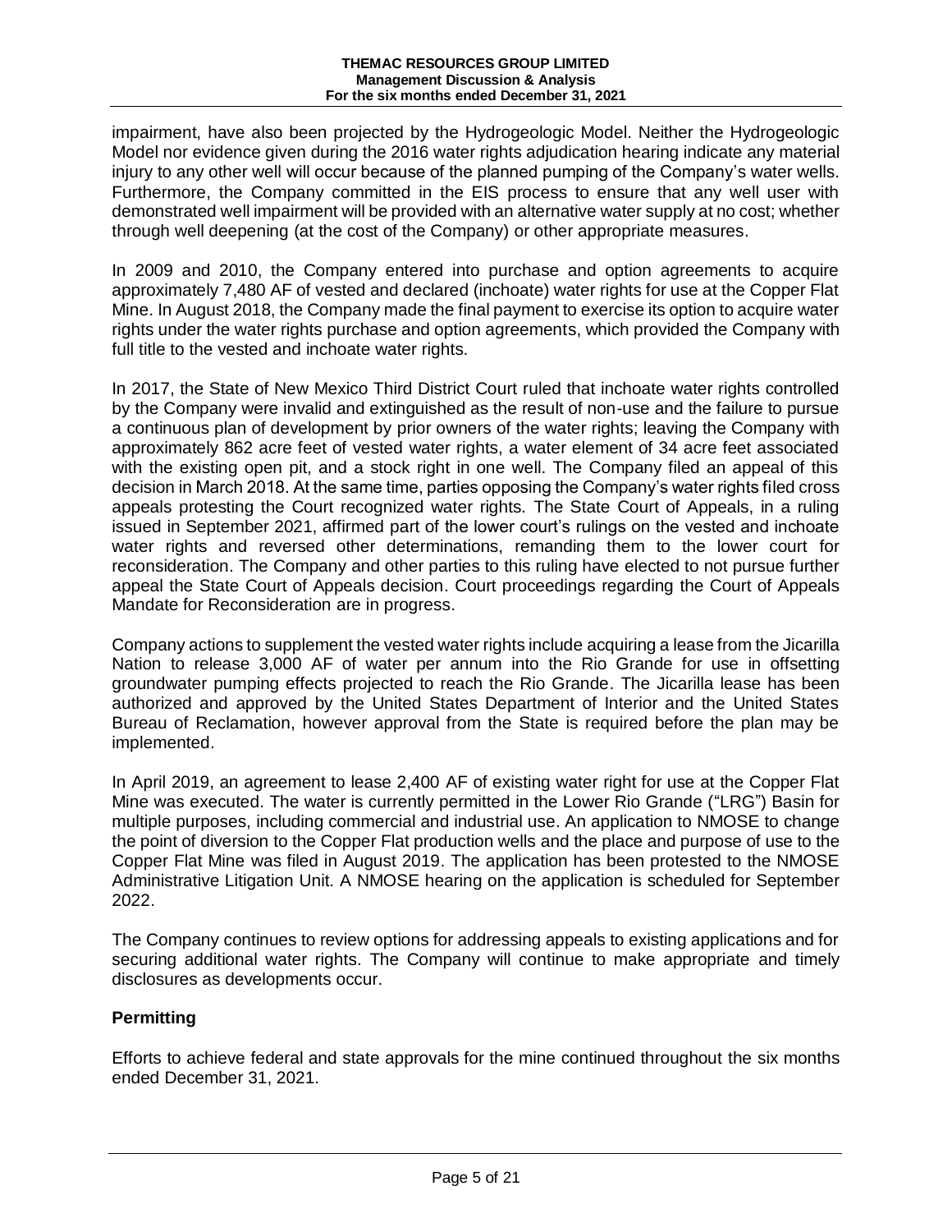impairment, have also been projected by the Hydrogeologic Model. Neither the Hydrogeologic Model nor evidence given during the 2016 water rights adjudication hearing indicate any material injury to any other well will occur because of the planned pumping of the Company's water wells. Furthermore, the Company committed in the EIS process to ensure that any well user with demonstrated well impairment will be provided with an alternative water supply at no cost; whether through well deepening (at the cost of the Company) or other appropriate measures.

In 2009 and 2010, the Company entered into purchase and option agreements to acquire approximately 7,480 AF of vested and declared (inchoate) water rights for use at the Copper Flat Mine. In August 2018, the Company made the final payment to exercise its option to acquire water rights under the water rights purchase and option agreements, which provided the Company with full title to the vested and inchoate water rights.

In 2017, the State of New Mexico Third District Court ruled that inchoate water rights controlled by the Company were invalid and extinguished as the result of non-use and the failure to pursue a continuous plan of development by prior owners of the water rights; leaving the Company with approximately 862 acre feet of vested water rights, a water element of 34 acre feet associated with the existing open pit, and a stock right in one well. The Company filed an appeal of this decision in March 2018. At the same time, parties opposing the Company's water rights filed cross appeals protesting the Court recognized water rights. The State Court of Appeals, in a ruling issued in September 2021, affirmed part of the lower court's rulings on the vested and inchoate water rights and reversed other determinations, remanding them to the lower court for reconsideration. The Company and other parties to this ruling have elected to not pursue further appeal the State Court of Appeals decision. Court proceedings regarding the Court of Appeals Mandate for Reconsideration are in progress.

Company actions to supplement the vested water rights include acquiring a lease from the Jicarilla Nation to release 3,000 AF of water per annum into the Rio Grande for use in offsetting groundwater pumping effects projected to reach the Rio Grande. The Jicarilla lease has been authorized and approved by the United States Department of Interior and the United States Bureau of Reclamation, however approval from the State is required before the plan may be implemented.

In April 2019, an agreement to lease 2,400 AF of existing water right for use at the Copper Flat Mine was executed. The water is currently permitted in the Lower Rio Grande ("LRG") Basin for multiple purposes, including commercial and industrial use. An application to NMOSE to change the point of diversion to the Copper Flat production wells and the place and purpose of use to the Copper Flat Mine was filed in August 2019. The application has been protested to the NMOSE Administrative Litigation Unit. A NMOSE hearing on the application is scheduled for September 2022.

The Company continues to review options for addressing appeals to existing applications and for securing additional water rights. The Company will continue to make appropriate and timely disclosures as developments occur.

## Permitting

Efforts to achieve federal and state approvals for the mine continued throughout the six months ended December 31, 2021.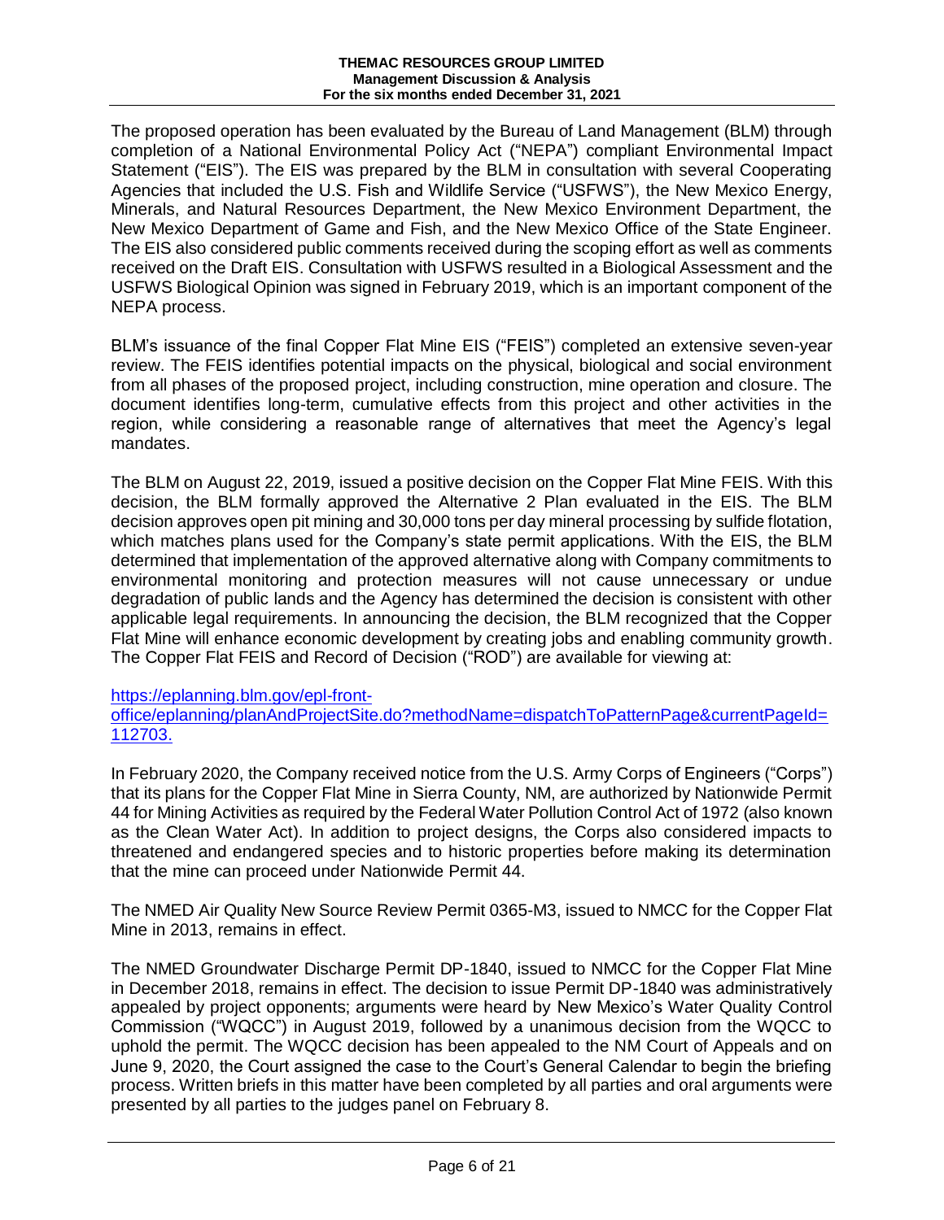The proposed operation has been evaluated by the Bureau of Land Management (BLM) through completion of a National Environmental Policy Act ("NEPA") compliant Environmental Impact Statement ("EIS"). The EIS was prepared by the BLM in consultation with several Cooperating Agencies that included the U.S. Fish and Wildlife Service ("USFWS"), the New Mexico Energy, Minerals, and Natural Resources Department, the New Mexico Environment Department, the New Mexico Department of Game and Fish, and the New Mexico Office of the State Engineer. The EIS also considered public comments received during the scoping effort as well as comments received on the Draft EIS. Consultation with USFWS resulted in a Biological Assessment and the USFWS Biological Opinion was signed in February 2019, which is an important component of the NEPA process.

BLM's issuance of the final Copper Flat Mine EIS ("FEIS") completed an extensive seven-year review. The FEIS identifies potential impacts on the physical, biological and social environment from all phases of the proposed project, including construction, mine operation and closure. The document identifies long-term, cumulative effects from this project and other activities in the region, while considering a reasonable range of alternatives that meet the Agency's legal mandates.

The BLM on August 22, 2019, issued a positive decision on the Copper Flat Mine FEIS. With this decision, the BLM formally approved the Alternative 2 Plan evaluated in the EIS. The BLM decision approves open pit mining and 30,000 tons per day mineral processing by sulfide flotation, which matches plans used for the Company's state permit applications. With the EIS, the BLM determined that implementation of the approved alternative along with Company commitments to environmental monitoring and protection measures will not cause unnecessary or undue degradation of public lands and the Agency has determined the decision is consistent with other applicable legal requirements. In announcing the decision, the BLM recognized that the Copper Flat Mine will enhance economic development by creating jobs and enabling community growth. The Copper Flat FEIS and Record of Decision ("ROD") are available for viewing at:

https://eplanning.blm.gov/epl-front-office/eplanning/planAndProjectSite.do?methodName=dispatchToPatternPage&currentPageId=112703.

In February 2020, the Company received notice from the U.S. Army Corps of Engineers ("Corps") that its plans for the Copper Flat Mine in Sierra County, NM, are authorized by Nationwide Permit 44 for Mining Activities as required by the Federal Water Pollution Control Act of 1972 (also known as the Clean Water Act). In addition to project designs, the Corps also considered impacts to threatened and endangered species and to historic properties before making its determination that the mine can proceed under Nationwide Permit 44.

The NMED Air Quality New Source Review Permit 0365-M3, issued to NMCC for the Copper Flat Mine in 2013, remains in effect.

The NMED Groundwater Discharge Permit DP-1840, issued to NMCC for the Copper Flat Mine in December 2018, remains in effect. The decision to issue Permit DP-1840 was administratively appealed by project opponents; arguments were heard by New Mexico's Water Quality Control Commission ("WQCC") in August 2019, followed by a unanimous decision from the WQCC to uphold the permit. The WQCC decision has been appealed to the NM Court of Appeals and on June 9, 2020, the Court assigned the case to the Court's General Calendar to begin the briefing process. Written briefs in this matter have been completed by all parties and oral arguments were presented by all parties to the judges panel on February 8.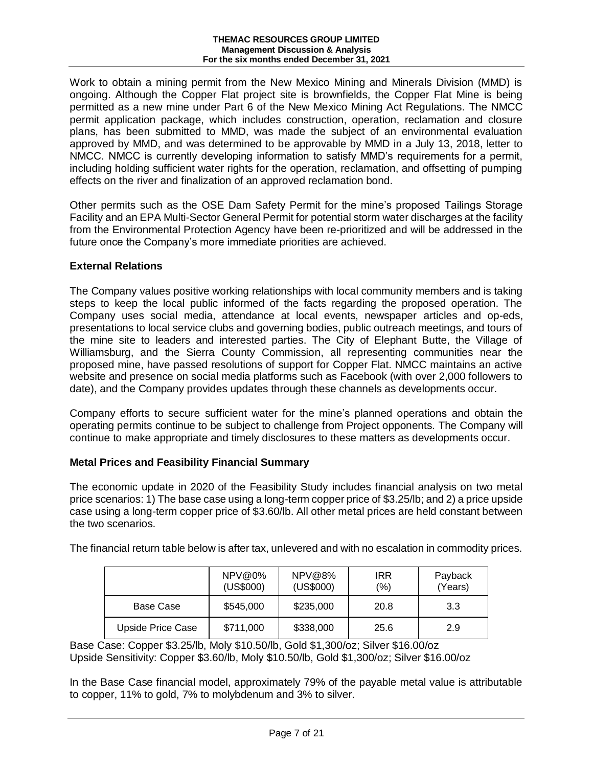Work to obtain a mining permit from the New Mexico Mining and Minerals Division (MMD) is ongoing. Although the Copper Flat project site is brownfields, the Copper Flat Mine is being permitted as a new mine under Part 6 of the New Mexico Mining Act Regulations. The NMCC permit application package, which includes construction, operation, reclamation and closure plans, has been submitted to MMD, was made the subject of an environmental evaluation approved by MMD, and was determined to be approvable by MMD in a July 13, 2018, letter to NMCC. NMCC is currently developing information to satisfy MMD's requirements for a permit, including holding sufficient water rights for the operation, reclamation, and offsetting of pumping effects on the river and finalization of an approved reclamation bond.

Other permits such as the OSE Dam Safety Permit for the mine's proposed Tailings Storage Facility and an EPA Multi-Sector General Permit for potential storm water discharges at the facility from the Environmental Protection Agency have been re-prioritized and will be addressed in the future once the Company's more immediate priorities are achieved.

## External Relations

The Company values positive working relationships with local community members and is taking steps to keep the local public informed of the facts regarding the proposed operation. The Company uses social media, attendance at local events, newspaper articles and op-eds, presentations to local service clubs and governing bodies, public outreach meetings, and tours of the mine site to leaders and interested parties. The City of Elephant Butte, the Village of Williamsburg, and the Sierra County Commission, all representing communities near the proposed mine, have passed resolutions of support for Copper Flat. NMCC maintains an active website and presence on social media platforms such as Facebook (with over 2,000 followers to date), and the Company provides updates through these channels as developments occur.

Company efforts to secure sufficient water for the mine's planned operations and obtain the operating permits continue to be subject to challenge from Project opponents. The Company will continue to make appropriate and timely disclosures to these matters as developments occur.

## Metal Prices and Feasibility Financial Summary

The economic update in 2020 of the Feasibility Study includes financial analysis on two metal price scenarios: 1) The base case using a long-term copper price of $3.25/lb; and 2) a price upside case using a long-term copper price of $3.60/lb. All other metal prices are held constant between the two scenarios.

The financial return table below is after tax, unlevered and with no escalation in commodity prices.

| | NPV@0% (US$000) | NPV@8% (US$000) | IRR (%) | Payback (Years) |
|---|---|---|---|---|
| Base Case | $545,000 | $235,000 | 20.8 | 3.3 |
| Upside Price Case | $711,000 | $338,000 | 25.6 | 2.9 |

Base Case: Copper $3.25/lb, Moly $10.50/lb, Gold $1,300/oz; Silver $16.00/oz
Upside Sensitivity: Copper $3.60/lb, Moly $10.50/lb, Gold $1,300/oz; Silver $16.00/oz

In the Base Case financial model, approximately 79% of the payable metal value is attributable to copper, 11% to gold, 7% to molybdenum and 3% to silver.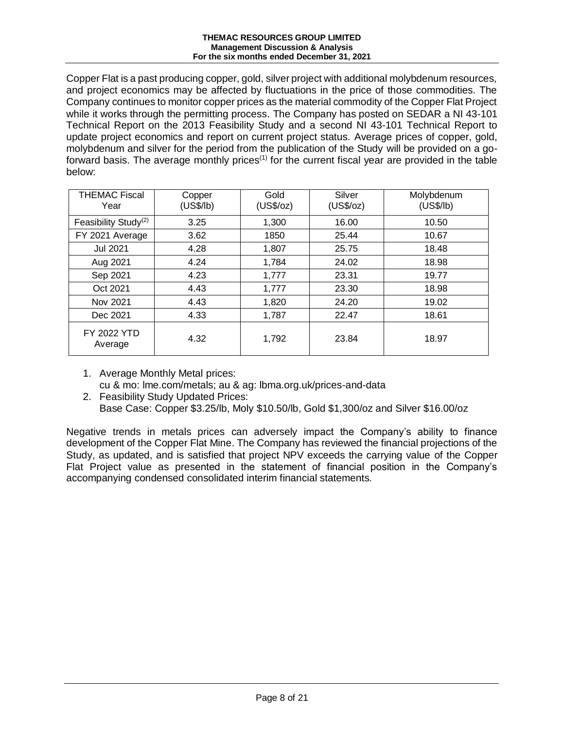Copper Flat is a past producing copper, gold, silver project with additional molybdenum resources, and project economics may be affected by fluctuations in the price of those commodities. The Company continues to monitor copper prices as the material commodity of the Copper Flat Project while it works through the permitting process. The Company has posted on SEDAR a NI 43-101 Technical Report on the 2013 Feasibility Study and a second NI 43-101 Technical Report to update project economics and report on current project status. Average prices of copper, gold, molybdenum and silver for the period from the publication of the Study will be provided on a go-forward basis. The average monthly prices[1] for the current fiscal year are provided in the table below:

| THEMAC Fiscal Year | Copper (US$/lb) | Gold (US$/oz) | Silver (US$/oz) | Molybdenum (US$/lb) |
|---|---|---|---|---|
| Feasibility Study[2] | 3.25 | 1,300 | 16.00 | 10.50 |
| FY 2021 Average | 3.62 | 1850 | 25.44 | 10.67 |
| Jul 2021 | 4.28 | 1,807 | 25.75 | 18.48 |
| Aug 2021 | 4.24 | 1,784 | 24.02 | 18.98 |
| Sep 2021 | 4.23 | 1,777 | 23.31 | 19.77 |
| Oct 2021 | 4.43 | 1,777 | 23.30 | 18.98 |
| Nov 2021 | 4.43 | 1,820 | 24.20 | 19.02 |
| Dec 2021 | 4.33 | 1,787 | 22.47 | 18.61 |
| FY 2022 YTD Average | 4.32 | 1,792 | 23.84 | 18.97 |

1. Average Monthly Metal prices:
   cu & mo: lme.com/metals; au & ag: lbma.org.uk/prices-and-data
2. Feasibility Study Updated Prices:
   Base Case: Copper $3.25/lb, Moly $10.50/lb, Gold $1,300/oz and Silver $16.00/oz

Negative trends in metals prices can adversely impact the Company's ability to finance development of the Copper Flat Mine. The Company has reviewed the financial projections of the Study, as updated, and is satisfied that project NPV exceeds the carrying value of the Copper Flat Project value as presented in the statement of financial position in the Company's accompanying condensed consolidated interim financial statements.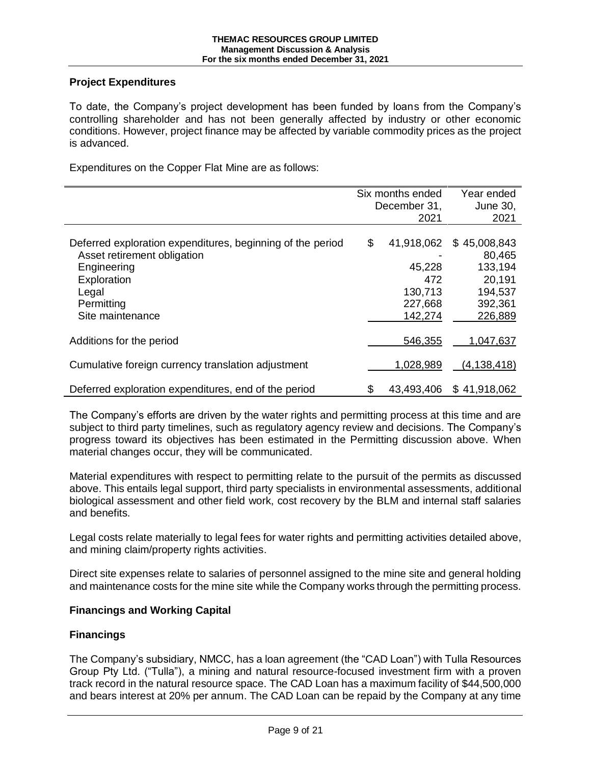## Project Expenditures

To date, the Company's project development has been funded by loans from the Company's controlling shareholder and has not been generally affected by industry or other economic conditions. However, project finance may be affected by variable commodity prices as the project is advanced.

Expenditures on the Copper Flat Mine are as follows:

| | Six months ended December 31, 2021 | Year ended June 30, 2021 |
|---|---|---|
| Deferred exploration expenditures, beginning of the period | $ 41,918,062 | $ 45,008,843 |
| Asset retirement obligation | - | 80,465 |
| Engineering | 45,228 | 133,194 |
| Exploration | 472 | 20,191 |
| Legal | 130,713 | 194,537 |
| Permitting | 227,668 | 392,361 |
| Site maintenance | 142,274 | 226,889 |
| Additions for the period | 546,355 | 1,047,637 |
| Cumulative foreign currency translation adjustment | 1,028,989 | (4,138,418) |
| Deferred exploration expenditures, end of the period | $ 43,493,406 | $ 41,918,062 |

The Company's efforts are driven by the water rights and permitting process at this time and are subject to third party timelines, such as regulatory agency review and decisions. The Company's progress toward its objectives has been estimated in the Permitting discussion above. When material changes occur, they will be communicated.

Material expenditures with respect to permitting relate to the pursuit of the permits as discussed above. This entails legal support, third party specialists in environmental assessments, additional biological assessment and other field work, cost recovery by the BLM and internal staff salaries and benefits.

Legal costs relate materially to legal fees for water rights and permitting activities detailed above, and mining claim/property rights activities.

Direct site expenses relate to salaries of personnel assigned to the mine site and general holding and maintenance costs for the mine site while the Company works through the permitting process.

## Financings and Working Capital

## Financings

The Company's subsidiary, NMCC, has a loan agreement (the "CAD Loan") with Tulla Resources Group Pty Ltd. ("Tulla"), a mining and natural resource-focused investment firm with a proven track record in the natural resource space. The CAD Loan has a maximum facility of $44,500,000 and bears interest at 20% per annum. The CAD Loan can be repaid by the Company at any time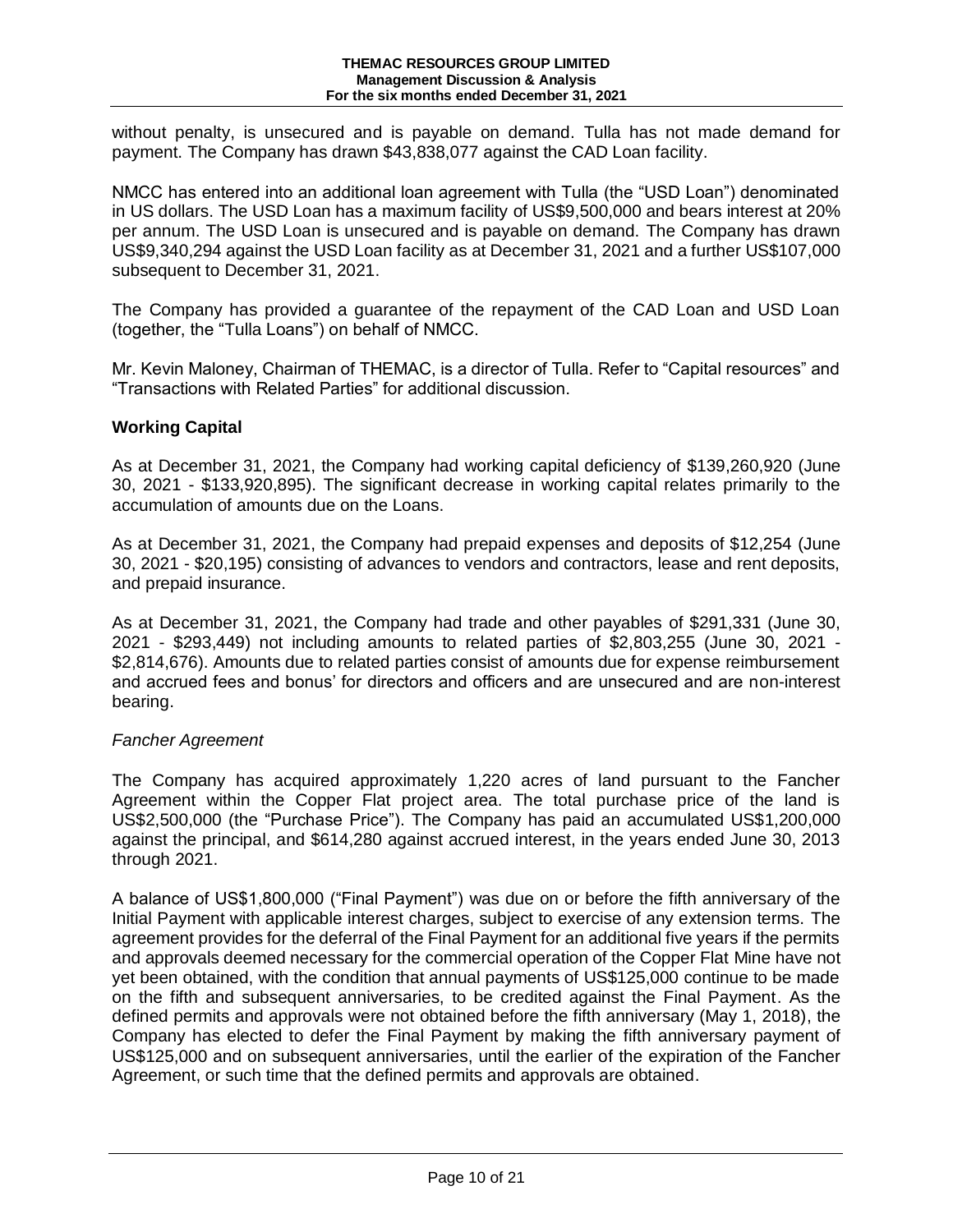without penalty, is unsecured and is payable on demand. Tulla has not made demand for payment. The Company has drawn $43,838,077 against the CAD Loan facility.

NMCC has entered into an additional loan agreement with Tulla (the "USD Loan") denominated in US dollars. The USD Loan has a maximum facility of US$9,500,000 and bears interest at 20% per annum. The USD Loan is unsecured and is payable on demand. The Company has drawn US$9,340,294 against the USD Loan facility as at December 31, 2021 and a further US$107,000 subsequent to December 31, 2021.

The Company has provided a guarantee of the repayment of the CAD Loan and USD Loan (together, the "Tulla Loans") on behalf of NMCC.

Mr. Kevin Maloney, Chairman of THEMAC, is a director of Tulla. Refer to "Capital resources" and "Transactions with Related Parties" for additional discussion.

## Working Capital

As at December 31, 2021, the Company had working capital deficiency of $139,260,920 (June 30, 2021 - $133,920,895). The significant decrease in working capital relates primarily to the accumulation of amounts due on the Loans.

As at December 31, 2021, the Company had prepaid expenses and deposits of $12,254 (June 30, 2021 - $20,195) consisting of advances to vendors and contractors, lease and rent deposits, and prepaid insurance.

As at December 31, 2021, the Company had trade and other payables of $291,331 (June 30, 2021 - $293,449) not including amounts to related parties of $2,803,255 (June 30, 2021 - $2,814,676). Amounts due to related parties consist of amounts due for expense reimbursement and accrued fees and bonus' for directors and officers and are unsecured and are non-interest bearing.

*Fancher Agreement*

The Company has acquired approximately 1,220 acres of land pursuant to the Fancher Agreement within the Copper Flat project area. The total purchase price of the land is US$2,500,000 (the "Purchase Price"). The Company has paid an accumulated US$1,200,000 against the principal, and $614,280 against accrued interest, in the years ended June 30, 2013 through 2021.

A balance of US$1,800,000 ("Final Payment") was due on or before the fifth anniversary of the Initial Payment with applicable interest charges, subject to exercise of any extension terms. The agreement provides for the deferral of the Final Payment for an additional five years if the permits and approvals deemed necessary for the commercial operation of the Copper Flat Mine have not yet been obtained, with the condition that annual payments of US$125,000 continue to be made on the fifth and subsequent anniversaries, to be credited against the Final Payment. As the defined permits and approvals were not obtained before the fifth anniversary (May 1, 2018), the Company has elected to defer the Final Payment by making the fifth anniversary payment of US$125,000 and on subsequent anniversaries, until the earlier of the expiration of the Fancher Agreement, or such time that the defined permits and approvals are obtained.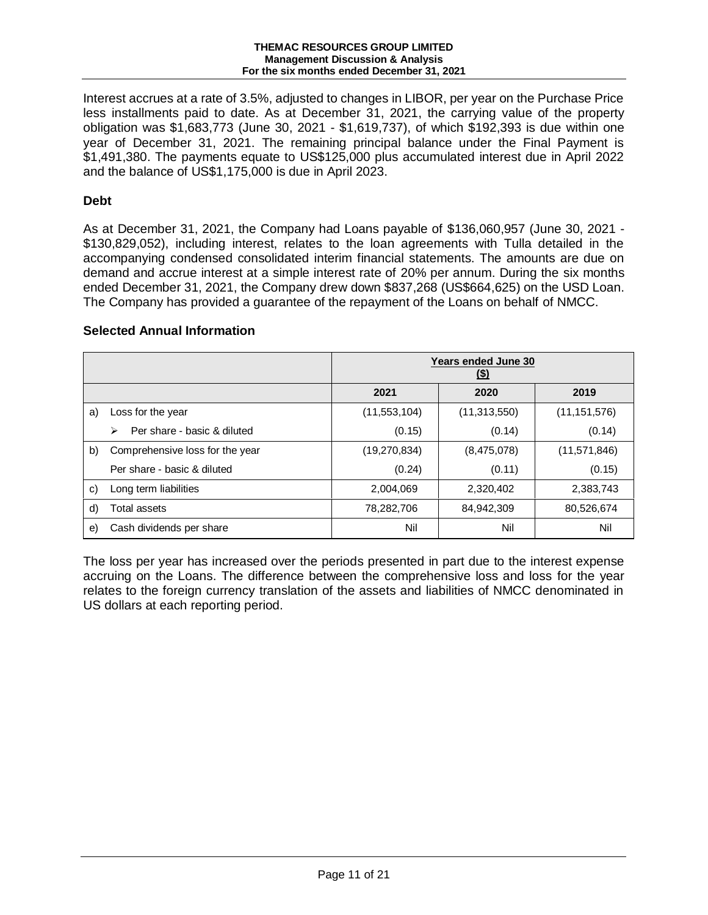Interest accrues at a rate of 3.5%, adjusted to changes in LIBOR, per year on the Purchase Price less installments paid to date. As at December 31, 2021, the carrying value of the property obligation was $1,683,773 (June 30, 2021 - $1,619,737), of which $192,393 is due within one year of December 31, 2021. The remaining principal balance under the Final Payment is $1,491,380. The payments equate to US$125,000 plus accumulated interest due in April 2022 and the balance of US$1,175,000 is due in April 2023.

## Debt

As at December 31, 2021, the Company had Loans payable of $136,060,957 (June 30, 2021 - $130,829,052), including interest, relates to the loan agreements with Tulla detailed in the accompanying condensed consolidated interim financial statements. The amounts are due on demand and accrue interest at a simple interest rate of 20% per annum. During the six months ended December 31, 2021, the Company drew down $837,268 (US$664,625) on the USD Loan. The Company has provided a guarantee of the repayment of the Loans on behalf of NMCC.

## Selected Annual Information

| | | Years ended June 30 ($) | | |
|---|---|---|---|---|
| | | 2021 | 2020 | 2019 |
| a) | Loss for the year | (11,553,104) | (11,313,550) | (11,151,576) |
| | ➢ Per share - basic & diluted | (0.15) | (0.14) | (0.14) |
| b) | Comprehensive loss for the year | (19,270,834) | (8,475,078) | (11,571,846) |
| | Per share - basic & diluted | (0.24) | (0.11) | (0.15) |
| c) | Long term liabilities | 2,004,069 | 2,320,402 | 2,383,743 |
| d) | Total assets | 78,282,706 | 84,942,309 | 80,526,674 |
| e) | Cash dividends per share | Nil | Nil | Nil |

The loss per year has increased over the periods presented in part due to the interest expense accruing on the Loans. The difference between the comprehensive loss and loss for the year relates to the foreign currency translation of the assets and liabilities of NMCC denominated in US dollars at each reporting period.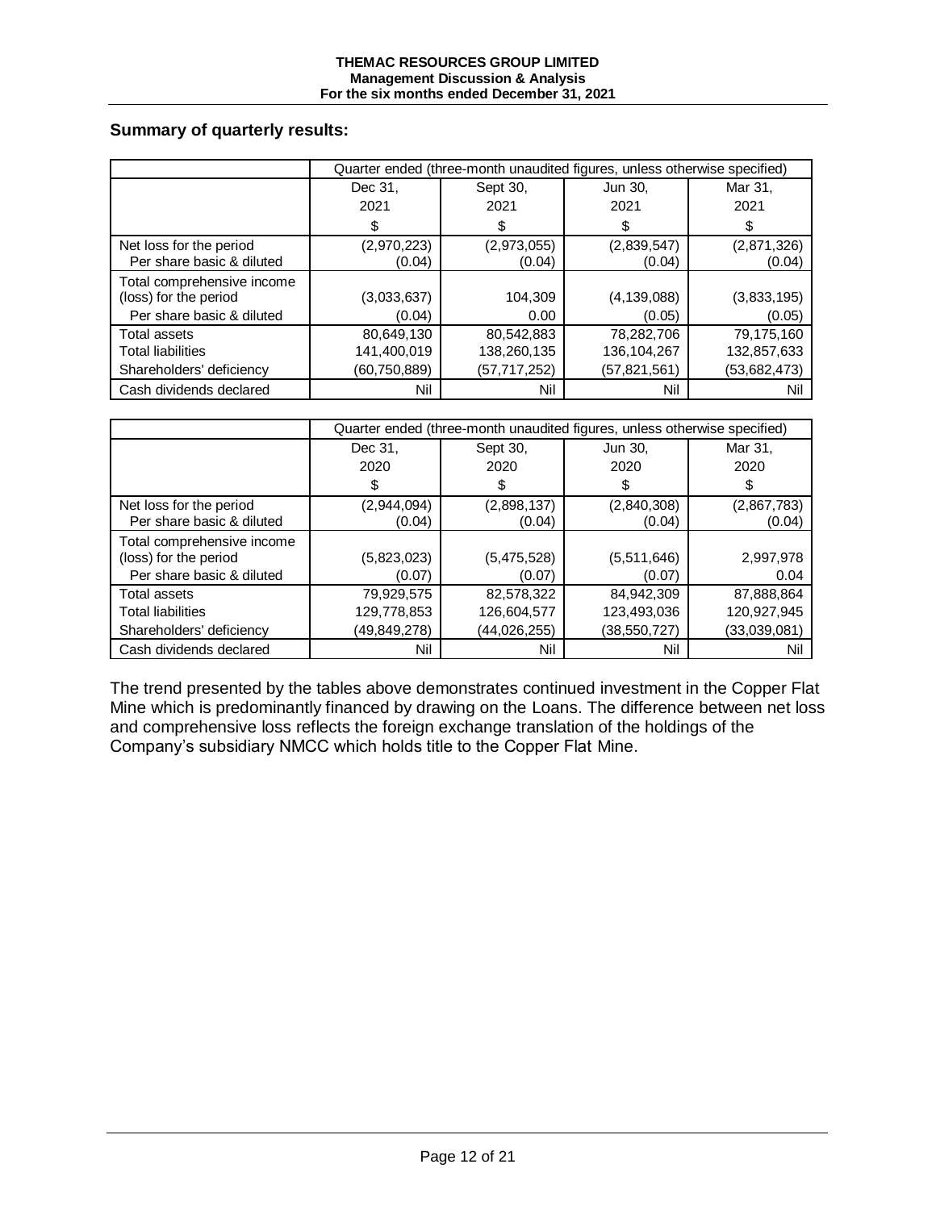**Summary of quarterly results:**

| | Quarter ended (three-month unaudited figures, unless otherwise specified) | | | |
|---|---|---|---|---|
| | Dec 31, 2021 | Sept 30, 2021 | Jun 30, 2021 | Mar 31, 2021 |
| | $ | $ | $ | $ |
| Net loss for the period | (2,970,223) | (2,973,055) | (2,839,547) | (2,871,326) |
| Per share basic & diluted | (0.04) | (0.04) | (0.04) | (0.04) |
| Total comprehensive income (loss) for the period | (3,033,637) | 104,309 | (4,139,088) | (3,833,195) |
| Per share basic & diluted | (0.04) | 0.00 | (0.05) | (0.05) |
| Total assets | 80,649,130 | 80,542,883 | 78,282,706 | 79,175,160 |
| Total liabilities | 141,400,019 | 138,260,135 | 136,104,267 | 132,857,633 |
| Shareholders' deficiency | (60,750,889) | (57,717,252) | (57,821,561) | (53,682,473) |
| Cash dividends declared | Nil | Nil | Nil | Nil |

| | Quarter ended (three-month unaudited figures, unless otherwise specified) | | | |
|---|---|---|---|---|
| | Dec 31, 2020 | Sept 30, 2020 | Jun 30, 2020 | Mar 31, 2020 |
| | $ | $ | $ | $ |
| Net loss for the period | (2,944,094) | (2,898,137) | (2,840,308) | (2,867,783) |
| Per share basic & diluted | (0.04) | (0.04) | (0.04) | (0.04) |
| Total comprehensive income (loss) for the period | (5,823,023) | (5,475,528) | (5,511,646) | 2,997,978 |
| Per share basic & diluted | (0.07) | (0.07) | (0.07) | 0.04 |
| Total assets | 79,929,575 | 82,578,322 | 84,942,309 | 87,888,864 |
| Total liabilities | 129,778,853 | 126,604,577 | 123,493,036 | 120,927,945 |
| Shareholders' deficiency | (49,849,278) | (44,026,255) | (38,550,727) | (33,039,081) |
| Cash dividends declared | Nil | Nil | Nil | Nil |

The trend presented by the tables above demonstrates continued investment in the Copper Flat Mine which is predominantly financed by drawing on the Loans. The difference between net loss and comprehensive loss reflects the foreign exchange translation of the holdings of the Company's subsidiary NMCC which holds title to the Copper Flat Mine.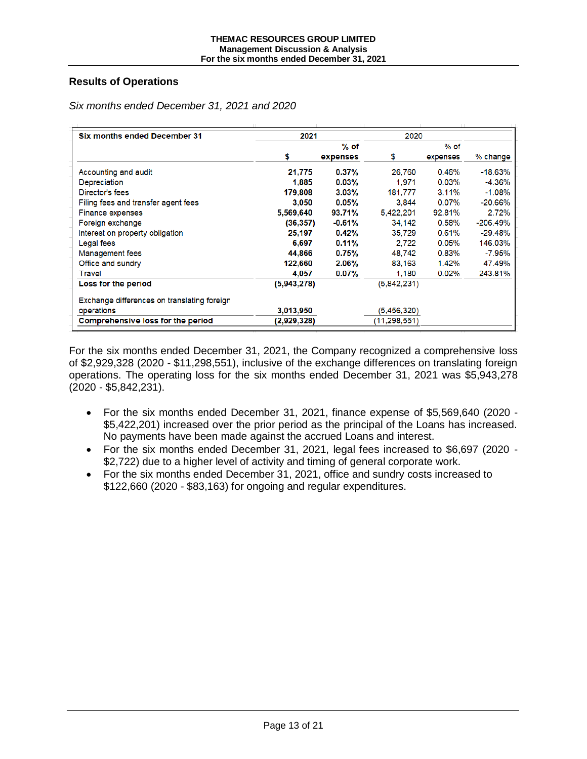## Results of Operations

*Six months ended December 31, 2021 and 2020*

| Six months ended December 31 | 2021 | | 2020 | | |
|---|---|---|---|---|---|
| | $ | % of expenses | $ | % of expenses | % change |
| Accounting and audit | 21,775 | 0.37% | 26,760 | 0.46% | -18.63% |
| Depreciation | 1,885 | 0.03% | 1,971 | 0.03% | -4.36% |
| Director's fees | 179,808 | 3.03% | 181,777 | 3.11% | -1.08% |
| Filing fees and transfer agent fees | 3,050 | 0.05% | 3,844 | 0.07% | -20.66% |
| Finance expenses | 5,569,640 | 93.71% | 5,422,201 | 92.81% | 2.72% |
| Foreign exchange | (36,357) | -0.61% | 34,142 | 0.58% | -206.49% |
| Interest on property obligation | 25,197 | 0.42% | 35,729 | 0.61% | -29.48% |
| Legal fees | 6,697 | 0.11% | 2,722 | 0.05% | 146.03% |
| Management fees | 44,866 | 0.75% | 48,742 | 0.83% | -7.95% |
| Office and sundry | 122,660 | 2.06% | 83,163 | 1.42% | 47.49% |
| Travel | 4,057 | 0.07% | 1,180 | 0.02% | 243.81% |
| **Loss for the period** | (5,943,278) | | (5,842,231) | | |
| Exchange differences on translating foreign operations | 3,013,950 | | (5,456,320) | | |
| **Comprehensive loss for the period** | (2,929,328) | | (11,298,551) | | |

For the six months ended December 31, 2021, the Company recognized a comprehensive loss of $2,929,328 (2020 - $11,298,551), inclusive of the exchange differences on translating foreign operations. The operating loss for the six months ended December 31, 2021 was $5,943,278 (2020 - $5,842,231).

- For the six months ended December 31, 2021, finance expense of $5,569,640 (2020 - $5,422,201) increased over the prior period as the principal of the Loans has increased. No payments have been made against the accrued Loans and interest.
- For the six months ended December 31, 2021, legal fees increased to $6,697 (2020 - $2,722) due to a higher level of activity and timing of general corporate work.
- For the six months ended December 31, 2021, office and sundry costs increased to $122,660 (2020 - $83,163) for ongoing and regular expenditures.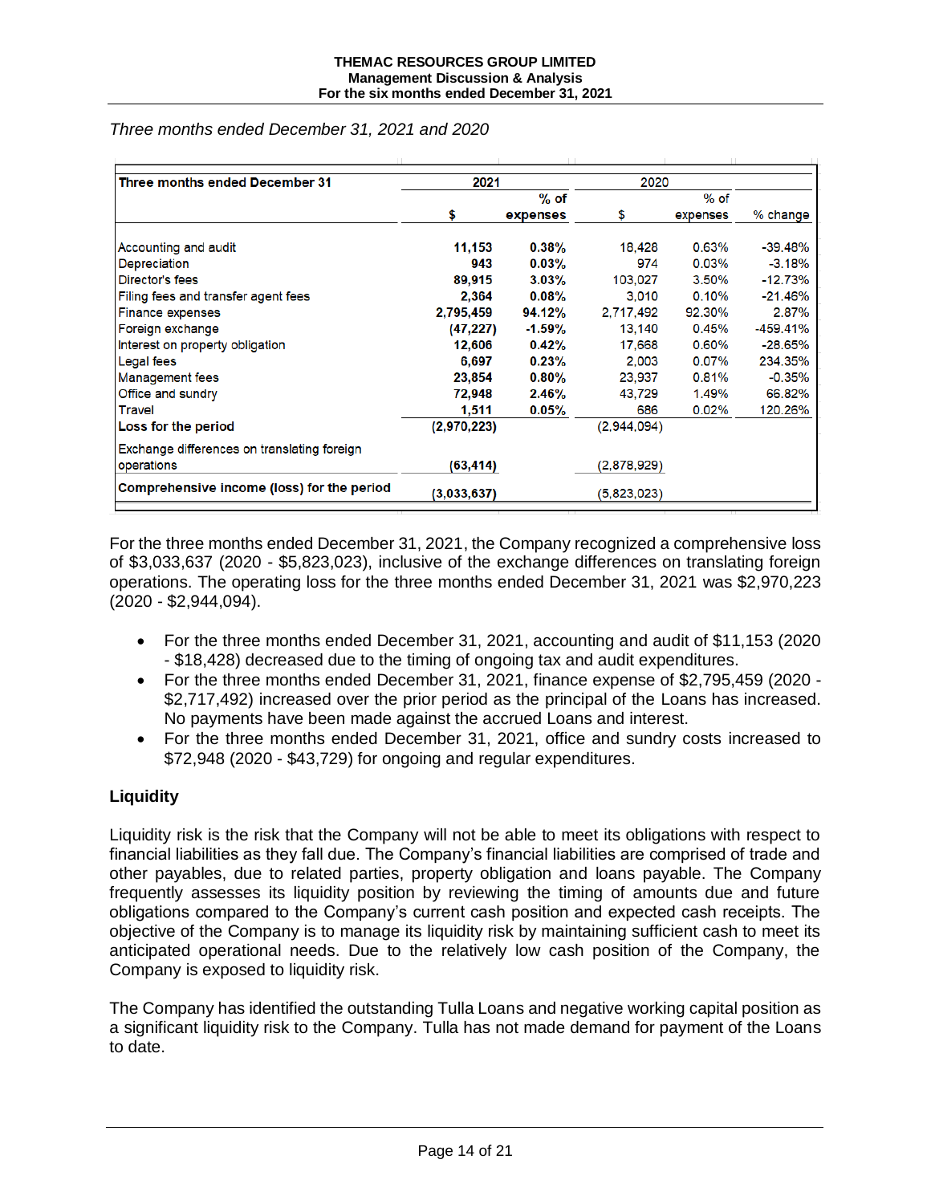*Three months ended December 31, 2021 and 2020*

| Three months ended December 31 | 2021 | | 2020 | | |
|---|---|---|---|---|---|
| | $ | % of expenses | $ | % of expenses | % change |
| Accounting and audit | **11,153** | **0.38%** | 18,428 | 0.63% | -39.48% |
| Depreciation | **943** | **0.03%** | 974 | 0.03% | -3.18% |
| Director's fees | **89,915** | **3.03%** | 103,027 | 3.50% | -12.73% |
| Filing fees and transfer agent fees | **2,364** | **0.08%** | 3,010 | 0.10% | -21.46% |
| Finance expenses | **2,795,459** | **94.12%** | 2,717,492 | 92.30% | 2.87% |
| Foreign exchange | **(47,227)** | **-1.59%** | 13,140 | 0.45% | -459.41% |
| Interest on property obligation | **12,606** | **0.42%** | 17,668 | 0.60% | -28.65% |
| Legal fees | **6,697** | **0.23%** | 2,003 | 0.07% | 234.35% |
| Management fees | **23,854** | **0.80%** | 23,937 | 0.81% | -0.35% |
| Office and sundry | **72,948** | **2.46%** | 43,729 | 1.49% | 66.82% |
| Travel | **1,511** | **0.05%** | 686 | 0.02% | 120.26% |
| **Loss for the period** | **(2,970,223)** | | (2,944,094) | | |
| Exchange differences on translating foreign operations | **(63,414)** | | (2,878,929) | | |
| **Comprehensive income (loss) for the period** | **(3,033,637)** | | (5,823,023) | | |

For the three months ended December 31, 2021, the Company recognized a comprehensive loss of $3,033,637 (2020 - $5,823,023), inclusive of the exchange differences on translating foreign operations. The operating loss for the three months ended December 31, 2021 was $2,970,223 (2020 - $2,944,094).

- For the three months ended December 31, 2021, accounting and audit of $11,153 (2020 - $18,428) decreased due to the timing of ongoing tax and audit expenditures.
- For the three months ended December 31, 2021, finance expense of $2,795,459 (2020 - $2,717,492) increased over the prior period as the principal of the Loans has increased. No payments have been made against the accrued Loans and interest.
- For the three months ended December 31, 2021, office and sundry costs increased to $72,948 (2020 - $43,729) for ongoing and regular expenditures.

## Liquidity

Liquidity risk is the risk that the Company will not be able to meet its obligations with respect to financial liabilities as they fall due. The Company's financial liabilities are comprised of trade and other payables, due to related parties, property obligation and loans payable. The Company frequently assesses its liquidity position by reviewing the timing of amounts due and future obligations compared to the Company's current cash position and expected cash receipts. The objective of the Company is to manage its liquidity risk by maintaining sufficient cash to meet its anticipated operational needs. Due to the relatively low cash position of the Company, the Company is exposed to liquidity risk.

The Company has identified the outstanding Tulla Loans and negative working capital position as a significant liquidity risk to the Company. Tulla has not made demand for payment of the Loans to date.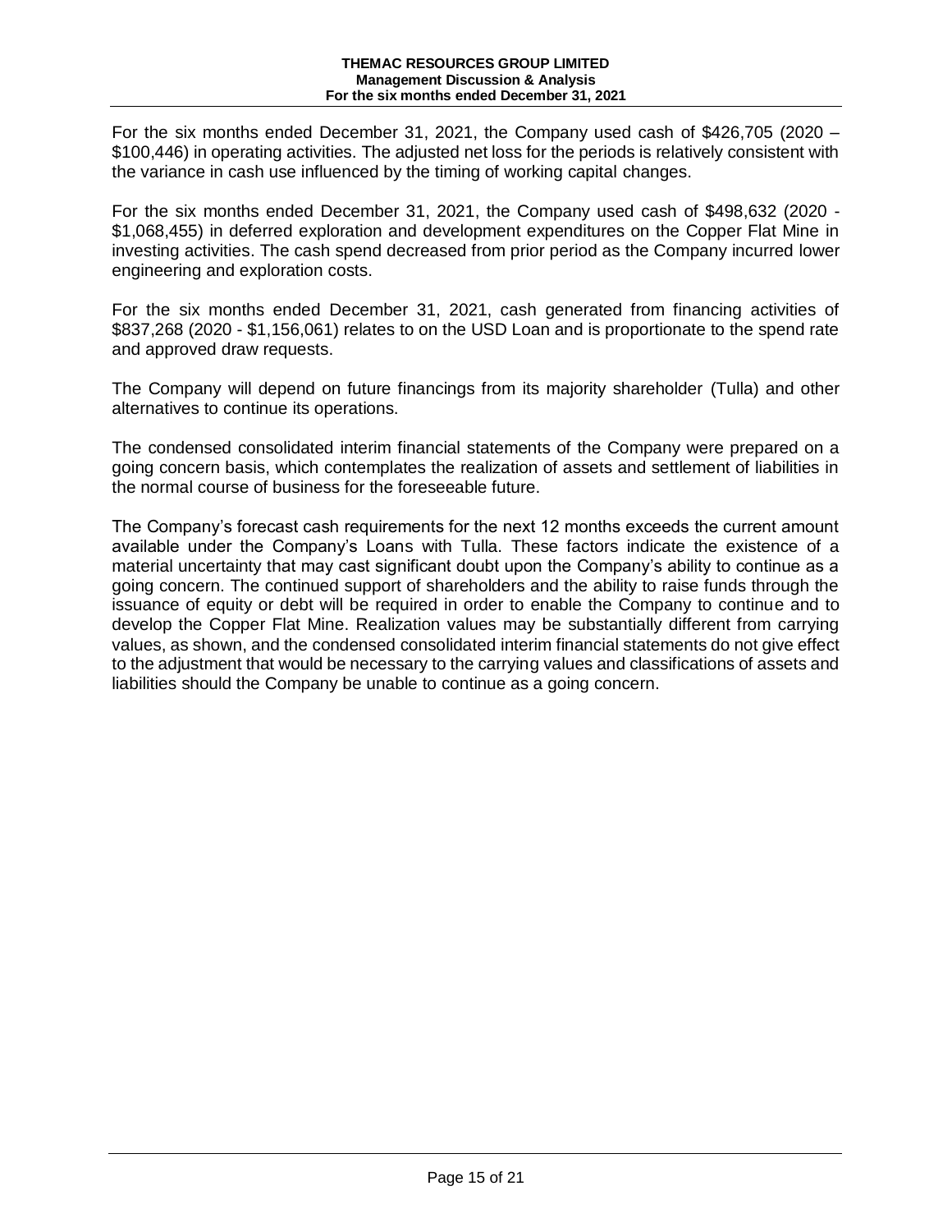For the six months ended December 31, 2021, the Company used cash of $426,705 (2020 – $100,446) in operating activities. The adjusted net loss for the periods is relatively consistent with the variance in cash use influenced by the timing of working capital changes.

For the six months ended December 31, 2021, the Company used cash of $498,632 (2020 - $1,068,455) in deferred exploration and development expenditures on the Copper Flat Mine in investing activities. The cash spend decreased from prior period as the Company incurred lower engineering and exploration costs.

For the six months ended December 31, 2021, cash generated from financing activities of $837,268 (2020 - $1,156,061) relates to on the USD Loan and is proportionate to the spend rate and approved draw requests.

The Company will depend on future financings from its majority shareholder (Tulla) and other alternatives to continue its operations.

The condensed consolidated interim financial statements of the Company were prepared on a going concern basis, which contemplates the realization of assets and settlement of liabilities in the normal course of business for the foreseeable future.

The Company's forecast cash requirements for the next 12 months exceeds the current amount available under the Company's Loans with Tulla. These factors indicate the existence of a material uncertainty that may cast significant doubt upon the Company's ability to continue as a going concern. The continued support of shareholders and the ability to raise funds through the issuance of equity or debt will be required in order to enable the Company to continue and to develop the Copper Flat Mine. Realization values may be substantially different from carrying values, as shown, and the condensed consolidated interim financial statements do not give effect to the adjustment that would be necessary to the carrying values and classifications of assets and liabilities should the Company be unable to continue as a going concern.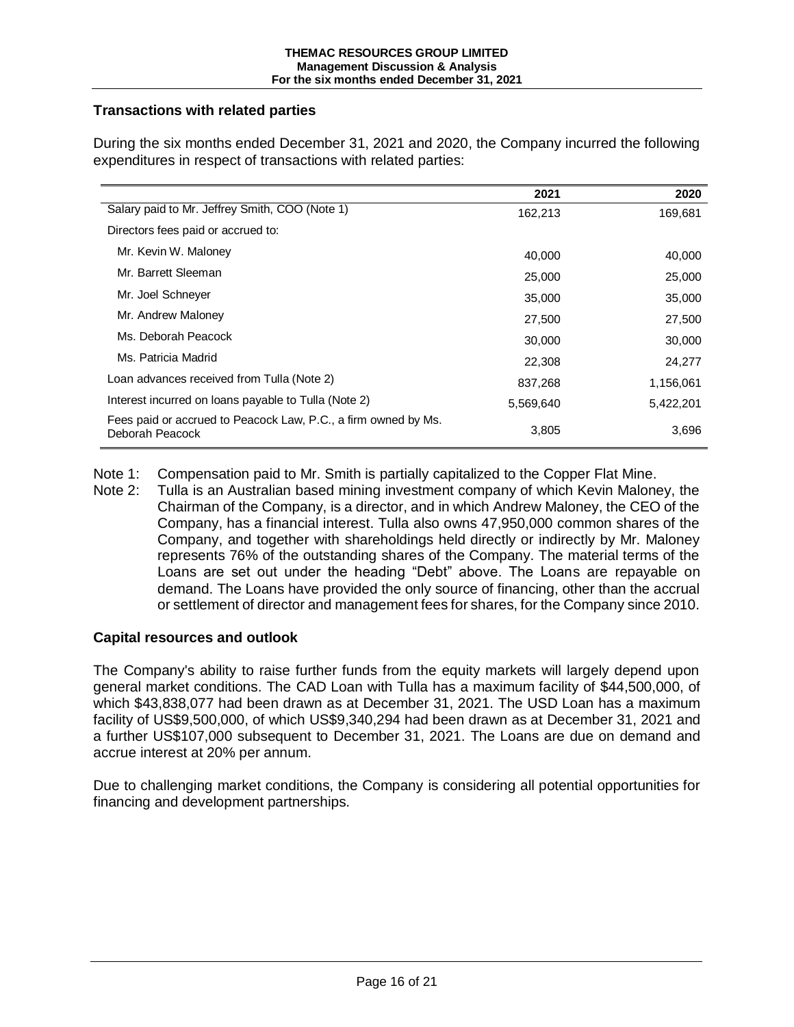## Transactions with related parties

During the six months ended December 31, 2021 and 2020, the Company incurred the following expenditures in respect of transactions with related parties:

| | 2021 | 2020 |
|---|---|---|
| Salary paid to Mr. Jeffrey Smith, COO (Note 1) | 162,213 | 169,681 |
| Directors fees paid or accrued to: | | |
| Mr. Kevin W. Maloney | 40,000 | 40,000 |
| Mr. Barrett Sleeman | 25,000 | 25,000 |
| Mr. Joel Schneyer | 35,000 | 35,000 |
| Mr. Andrew Maloney | 27,500 | 27,500 |
| Ms. Deborah Peacock | 30,000 | 30,000 |
| Ms. Patricia Madrid | 22,308 | 24,277 |
| Loan advances received from Tulla (Note 2) | 837,268 | 1,156,061 |
| Interest incurred on loans payable to Tulla (Note 2) | 5,569,640 | 5,422,201 |
| Fees paid or accrued to Peacock Law, P.C., a firm owned by Ms. Deborah Peacock | 3,805 | 3,696 |

Note 1: Compensation paid to Mr. Smith is partially capitalized to the Copper Flat Mine.

Note 2: Tulla is an Australian based mining investment company of which Kevin Maloney, the Chairman of the Company, is a director, and in which Andrew Maloney, the CEO of the Company, has a financial interest. Tulla also owns 47,950,000 common shares of the Company, and together with shareholdings held directly or indirectly by Mr. Maloney represents 76% of the outstanding shares of the Company. The material terms of the Loans are set out under the heading "Debt" above. The Loans are repayable on demand. The Loans have provided the only source of financing, other than the accrual or settlement of director and management fees for shares, for the Company since 2010.

## Capital resources and outlook

The Company's ability to raise further funds from the equity markets will largely depend upon general market conditions. The CAD Loan with Tulla has a maximum facility of $44,500,000, of which $43,838,077 had been drawn as at December 31, 2021. The USD Loan has a maximum facility of US$9,500,000, of which US$9,340,294 had been drawn as at December 31, 2021 and a further US$107,000 subsequent to December 31, 2021. The Loans are due on demand and accrue interest at 20% per annum.

Due to challenging market conditions, the Company is considering all potential opportunities for financing and development partnerships.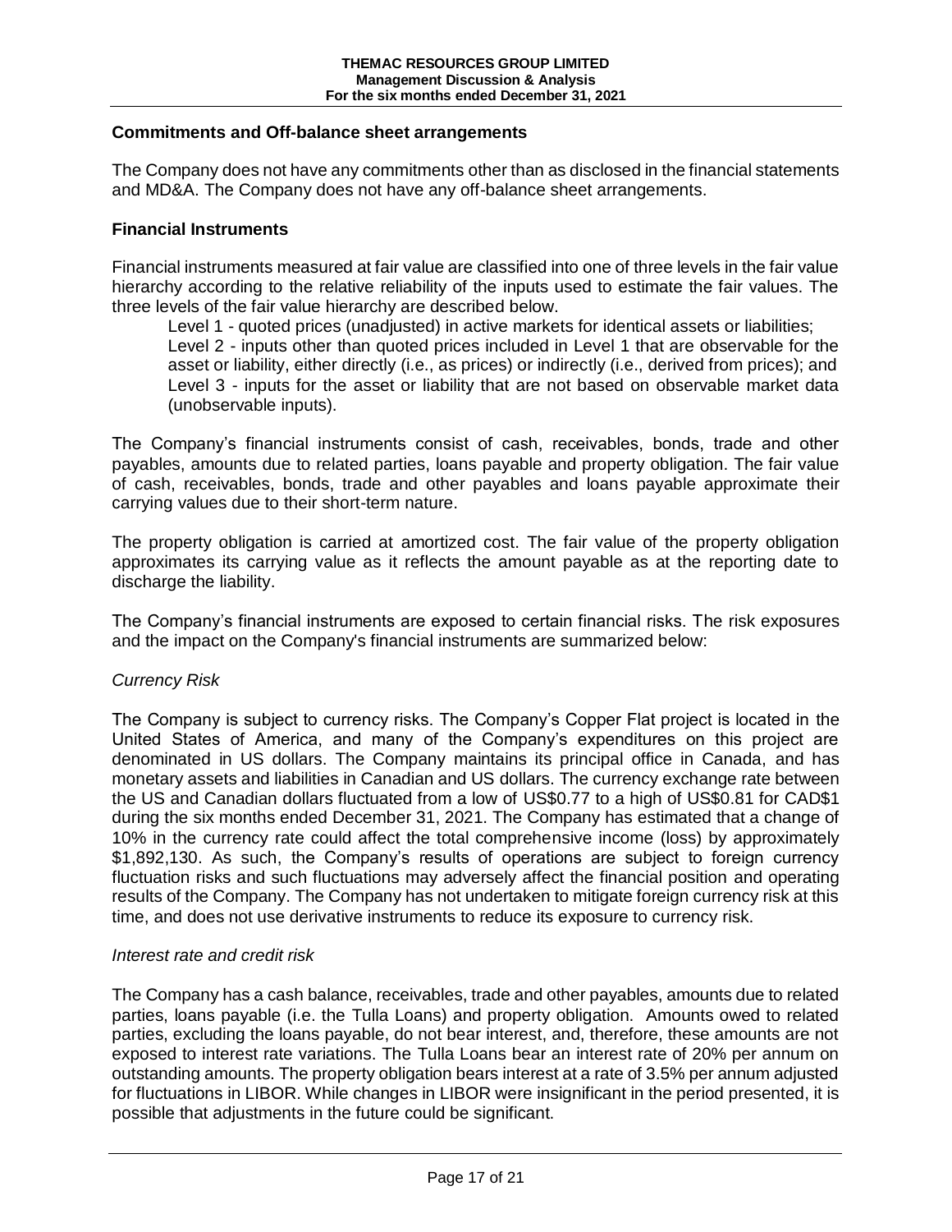## Commitments and Off-balance sheet arrangements

The Company does not have any commitments other than as disclosed in the financial statements and MD&A. The Company does not have any off-balance sheet arrangements.

## Financial Instruments

Financial instruments measured at fair value are classified into one of three levels in the fair value hierarchy according to the relative reliability of the inputs used to estimate the fair values. The three levels of the fair value hierarchy are described below.

Level 1 - quoted prices (unadjusted) in active markets for identical assets or liabilities;
Level 2 - inputs other than quoted prices included in Level 1 that are observable for the asset or liability, either directly (i.e., as prices) or indirectly (i.e., derived from prices); and
Level 3 - inputs for the asset or liability that are not based on observable market data (unobservable inputs).

The Company's financial instruments consist of cash, receivables, bonds, trade and other payables, amounts due to related parties, loans payable and property obligation. The fair value of cash, receivables, bonds, trade and other payables and loans payable approximate their carrying values due to their short-term nature.

The property obligation is carried at amortized cost. The fair value of the property obligation approximates its carrying value as it reflects the amount payable as at the reporting date to discharge the liability.

The Company's financial instruments are exposed to certain financial risks. The risk exposures and the impact on the Company's financial instruments are summarized below:

*Currency Risk*

The Company is subject to currency risks. The Company's Copper Flat project is located in the United States of America, and many of the Company's expenditures on this project are denominated in US dollars. The Company maintains its principal office in Canada, and has monetary assets and liabilities in Canadian and US dollars. The currency exchange rate between the US and Canadian dollars fluctuated from a low of US$0.77 to a high of US$0.81 for CAD$1 during the six months ended December 31, 2021. The Company has estimated that a change of 10% in the currency rate could affect the total comprehensive income (loss) by approximately $1,892,130. As such, the Company's results of operations are subject to foreign currency fluctuation risks and such fluctuations may adversely affect the financial position and operating results of the Company. The Company has not undertaken to mitigate foreign currency risk at this time, and does not use derivative instruments to reduce its exposure to currency risk.

*Interest rate and credit risk*

The Company has a cash balance, receivables, trade and other payables, amounts due to related parties, loans payable (i.e. the Tulla Loans) and property obligation. Amounts owed to related parties, excluding the loans payable, do not bear interest, and, therefore, these amounts are not exposed to interest rate variations. The Tulla Loans bear an interest rate of 20% per annum on outstanding amounts. The property obligation bears interest at a rate of 3.5% per annum adjusted for fluctuations in LIBOR. While changes in LIBOR were insignificant in the period presented, it is possible that adjustments in the future could be significant.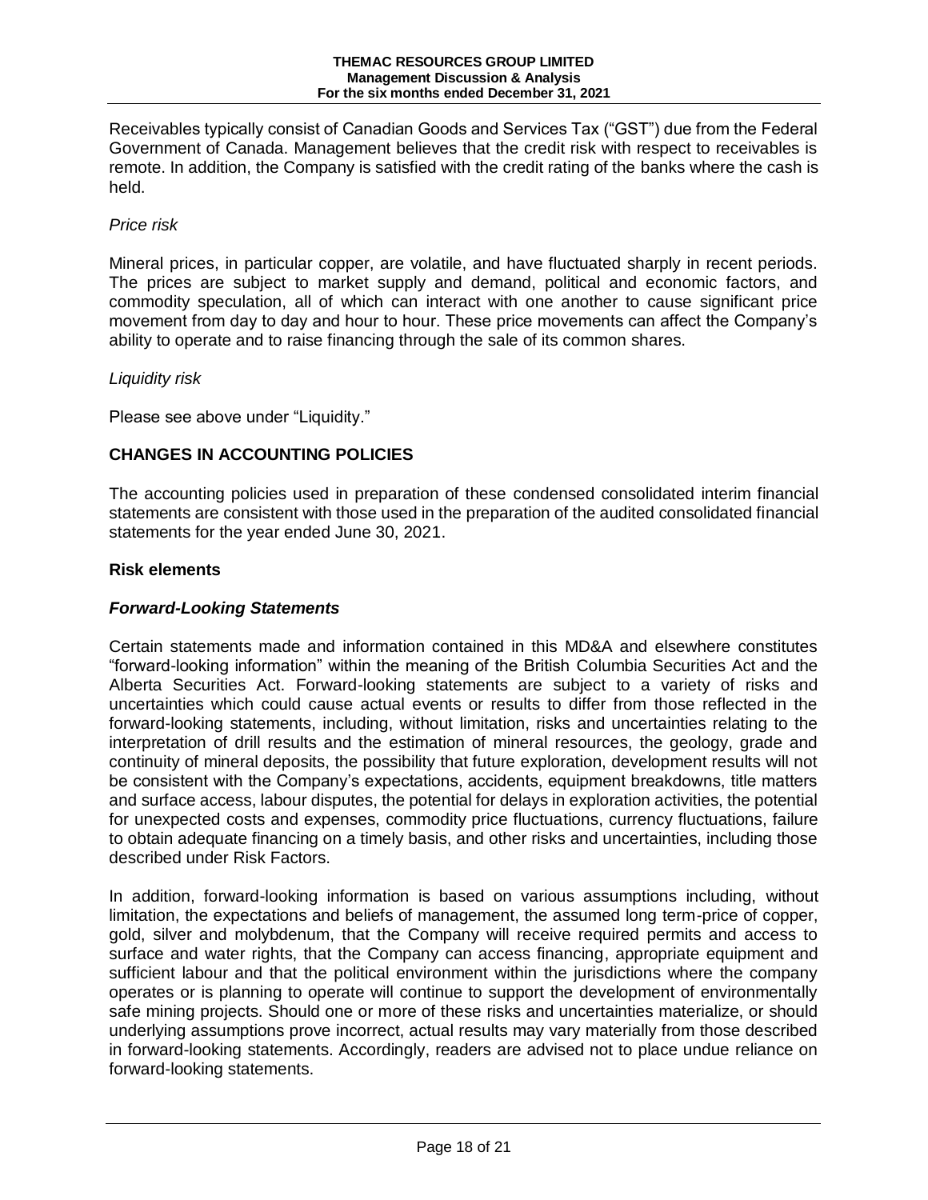Receivables typically consist of Canadian Goods and Services Tax ("GST") due from the Federal Government of Canada. Management believes that the credit risk with respect to receivables is remote. In addition, the Company is satisfied with the credit rating of the banks where the cash is held.

*Price risk*

Mineral prices, in particular copper, are volatile, and have fluctuated sharply in recent periods. The prices are subject to market supply and demand, political and economic factors, and commodity speculation, all of which can interact with one another to cause significant price movement from day to day and hour to hour. These price movements can affect the Company's ability to operate and to raise financing through the sale of its common shares.

*Liquidity risk*

Please see above under "Liquidity."

## CHANGES IN ACCOUNTING POLICIES

The accounting policies used in preparation of these condensed consolidated interim financial statements are consistent with those used in the preparation of the audited consolidated financial statements for the year ended June 30, 2021.

### Risk elements

#### *Forward-Looking Statements*

Certain statements made and information contained in this MD&A and elsewhere constitutes "forward-looking information" within the meaning of the British Columbia Securities Act and the Alberta Securities Act. Forward-looking statements are subject to a variety of risks and uncertainties which could cause actual events or results to differ from those reflected in the forward-looking statements, including, without limitation, risks and uncertainties relating to the interpretation of drill results and the estimation of mineral resources, the geology, grade and continuity of mineral deposits, the possibility that future exploration, development results will not be consistent with the Company's expectations, accidents, equipment breakdowns, title matters and surface access, labour disputes, the potential for delays in exploration activities, the potential for unexpected costs and expenses, commodity price fluctuations, currency fluctuations, failure to obtain adequate financing on a timely basis, and other risks and uncertainties, including those described under Risk Factors.

In addition, forward-looking information is based on various assumptions including, without limitation, the expectations and beliefs of management, the assumed long term-price of copper, gold, silver and molybdenum, that the Company will receive required permits and access to surface and water rights, that the Company can access financing, appropriate equipment and sufficient labour and that the political environment within the jurisdictions where the company operates or is planning to operate will continue to support the development of environmentally safe mining projects. Should one or more of these risks and uncertainties materialize, or should underlying assumptions prove incorrect, actual results may vary materially from those described in forward-looking statements. Accordingly, readers are advised not to place undue reliance on forward-looking statements.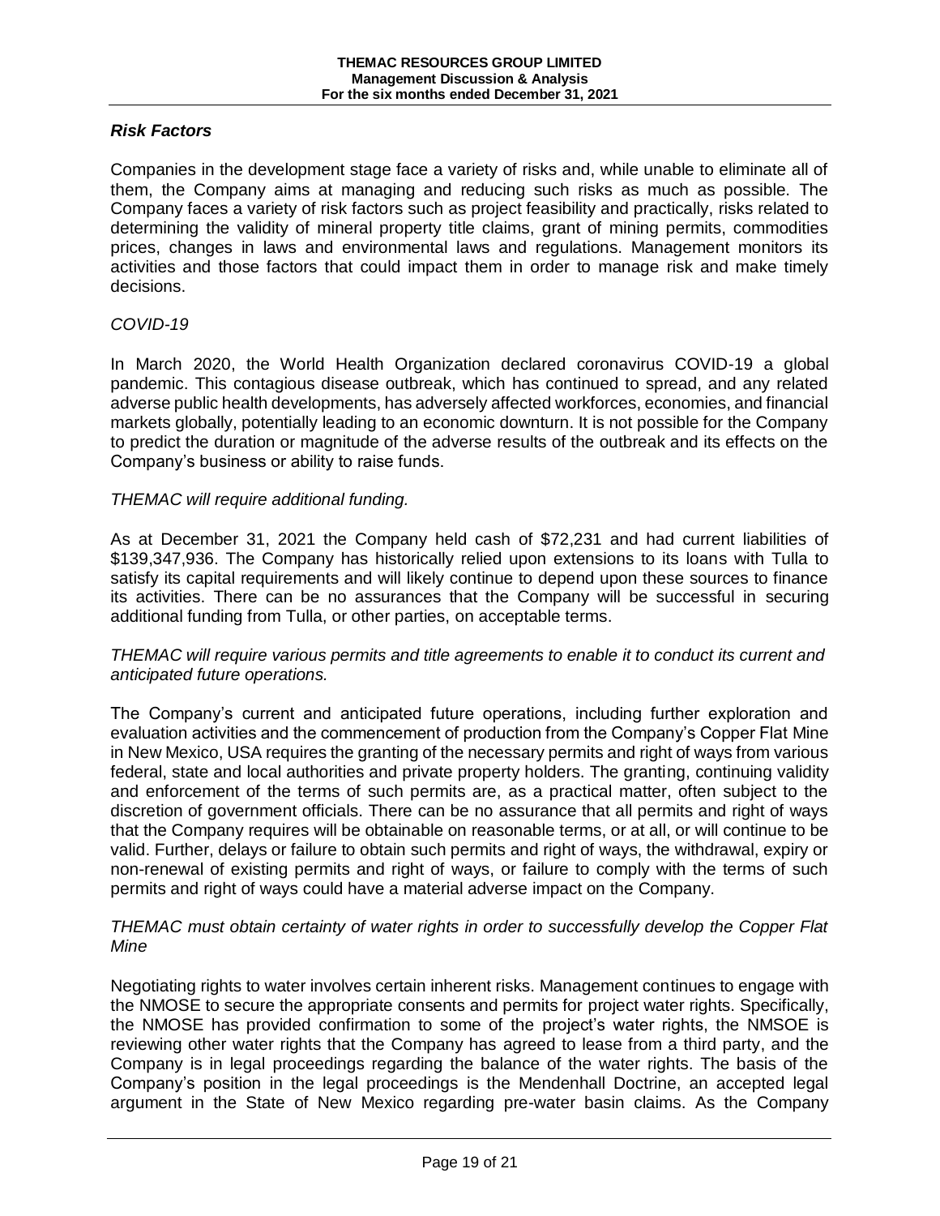## *Risk Factors*

Companies in the development stage face a variety of risks and, while unable to eliminate all of them, the Company aims at managing and reducing such risks as much as possible. The Company faces a variety of risk factors such as project feasibility and practically, risks related to determining the validity of mineral property title claims, grant of mining permits, commodities prices, changes in laws and environmental laws and regulations. Management monitors its activities and those factors that could impact them in order to manage risk and make timely decisions.

*COVID-19*

In March 2020, the World Health Organization declared coronavirus COVID-19 a global pandemic. This contagious disease outbreak, which has continued to spread, and any related adverse public health developments, has adversely affected workforces, economies, and financial markets globally, potentially leading to an economic downturn. It is not possible for the Company to predict the duration or magnitude of the adverse results of the outbreak and its effects on the Company's business or ability to raise funds.

*THEMAC will require additional funding.*

As at December 31, 2021 the Company held cash of $72,231 and had current liabilities of $139,347,936. The Company has historically relied upon extensions to its loans with Tulla to satisfy its capital requirements and will likely continue to depend upon these sources to finance its activities. There can be no assurances that the Company will be successful in securing additional funding from Tulla, or other parties, on acceptable terms.

*THEMAC will require various permits and title agreements to enable it to conduct its current and anticipated future operations.*

The Company's current and anticipated future operations, including further exploration and evaluation activities and the commencement of production from the Company's Copper Flat Mine in New Mexico, USA requires the granting of the necessary permits and right of ways from various federal, state and local authorities and private property holders. The granting, continuing validity and enforcement of the terms of such permits are, as a practical matter, often subject to the discretion of government officials. There can be no assurance that all permits and right of ways that the Company requires will be obtainable on reasonable terms, or at all, or will continue to be valid. Further, delays or failure to obtain such permits and right of ways, the withdrawal, expiry or non-renewal of existing permits and right of ways, or failure to comply with the terms of such permits and right of ways could have a material adverse impact on the Company.

*THEMAC must obtain certainty of water rights in order to successfully develop the Copper Flat Mine*

Negotiating rights to water involves certain inherent risks. Management continues to engage with the NMOSE to secure the appropriate consents and permits for project water rights. Specifically, the NMOSE has provided confirmation to some of the project's water rights, the NMSOE is reviewing other water rights that the Company has agreed to lease from a third party, and the Company is in legal proceedings regarding the balance of the water rights. The basis of the Company's position in the legal proceedings is the Mendenhall Doctrine, an accepted legal argument in the State of New Mexico regarding pre-water basin claims. As the Company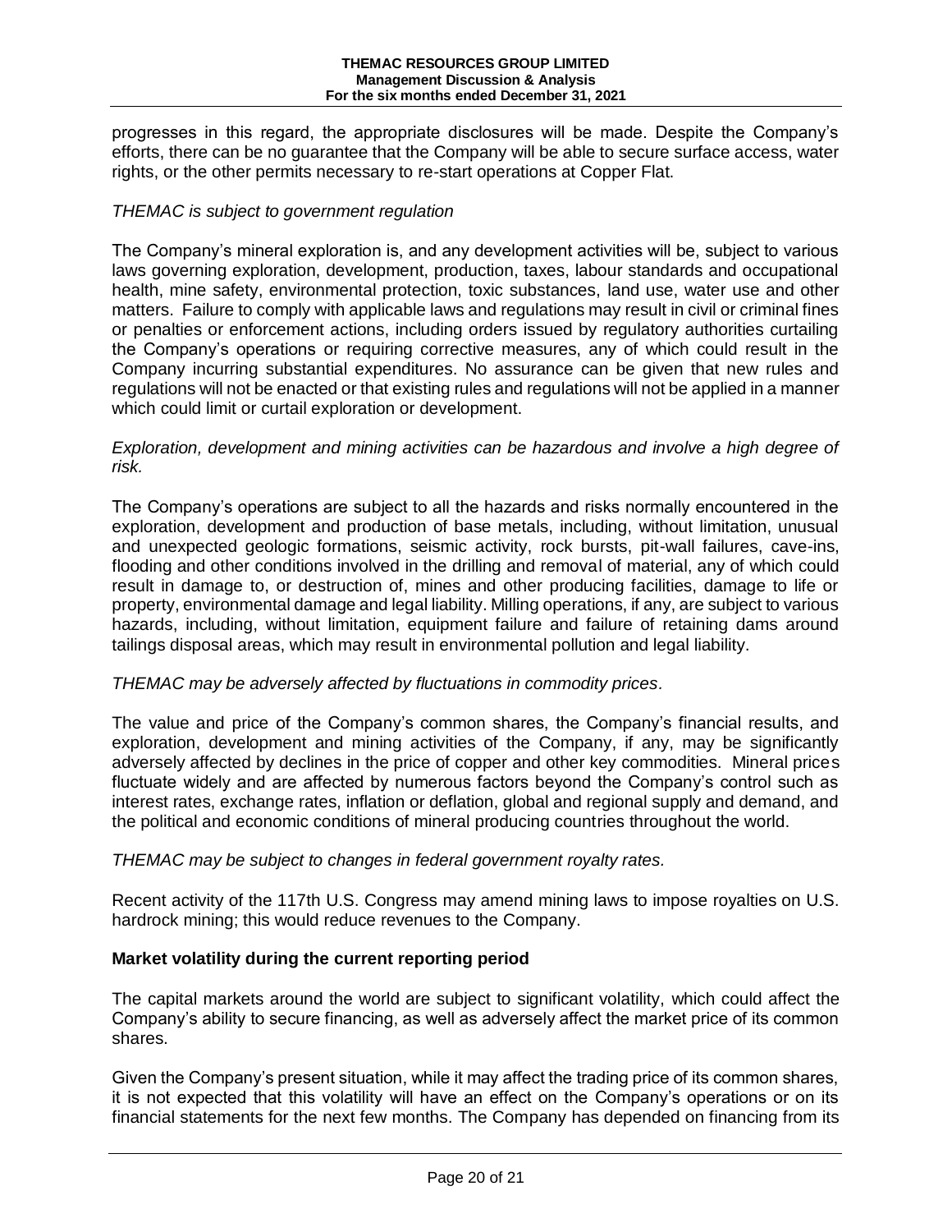progresses in this regard, the appropriate disclosures will be made. Despite the Company's efforts, there can be no guarantee that the Company will be able to secure surface access, water rights, or the other permits necessary to re-start operations at Copper Flat.

*THEMAC is subject to government regulation*

The Company's mineral exploration is, and any development activities will be, subject to various laws governing exploration, development, production, taxes, labour standards and occupational health, mine safety, environmental protection, toxic substances, land use, water use and other matters. Failure to comply with applicable laws and regulations may result in civil or criminal fines or penalties or enforcement actions, including orders issued by regulatory authorities curtailing the Company's operations or requiring corrective measures, any of which could result in the Company incurring substantial expenditures. No assurance can be given that new rules and regulations will not be enacted or that existing rules and regulations will not be applied in a manner which could limit or curtail exploration or development.

*Exploration, development and mining activities can be hazardous and involve a high degree of risk.*

The Company's operations are subject to all the hazards and risks normally encountered in the exploration, development and production of base metals, including, without limitation, unusual and unexpected geologic formations, seismic activity, rock bursts, pit-wall failures, cave-ins, flooding and other conditions involved in the drilling and removal of material, any of which could result in damage to, or destruction of, mines and other producing facilities, damage to life or property, environmental damage and legal liability. Milling operations, if any, are subject to various hazards, including, without limitation, equipment failure and failure of retaining dams around tailings disposal areas, which may result in environmental pollution and legal liability.

*THEMAC may be adversely affected by fluctuations in commodity prices*.

The value and price of the Company's common shares, the Company's financial results, and exploration, development and mining activities of the Company, if any, may be significantly adversely affected by declines in the price of copper and other key commodities. Mineral prices fluctuate widely and are affected by numerous factors beyond the Company's control such as interest rates, exchange rates, inflation or deflation, global and regional supply and demand, and the political and economic conditions of mineral producing countries throughout the world.

*THEMAC may be subject to changes in federal government royalty rates.*

Recent activity of the 117th U.S. Congress may amend mining laws to impose royalties on U.S. hardrock mining; this would reduce revenues to the Company.

**Market volatility during the current reporting period**

The capital markets around the world are subject to significant volatility, which could affect the Company's ability to secure financing, as well as adversely affect the market price of its common shares.

Given the Company's present situation, while it may affect the trading price of its common shares, it is not expected that this volatility will have an effect on the Company's operations or on its financial statements for the next few months. The Company has depended on financing from its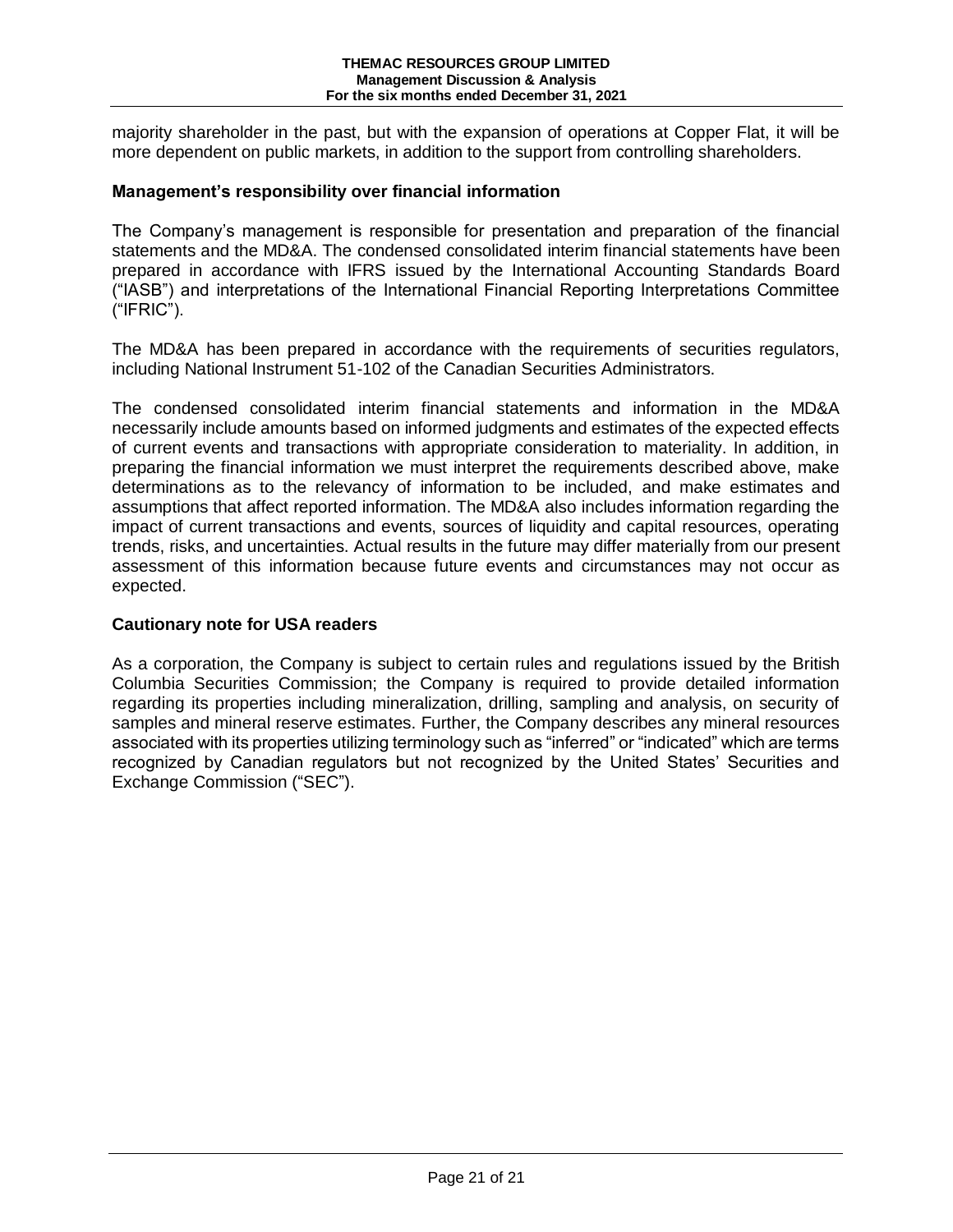majority shareholder in the past, but with the expansion of operations at Copper Flat, it will be more dependent on public markets, in addition to the support from controlling shareholders.

### Management's responsibility over financial information

The Company's management is responsible for presentation and preparation of the financial statements and the MD&A. The condensed consolidated interim financial statements have been prepared in accordance with IFRS issued by the International Accounting Standards Board ("IASB") and interpretations of the International Financial Reporting Interpretations Committee ("IFRIC").

The MD&A has been prepared in accordance with the requirements of securities regulators, including National Instrument 51-102 of the Canadian Securities Administrators.

The condensed consolidated interim financial statements and information in the MD&A necessarily include amounts based on informed judgments and estimates of the expected effects of current events and transactions with appropriate consideration to materiality. In addition, in preparing the financial information we must interpret the requirements described above, make determinations as to the relevancy of information to be included, and make estimates and assumptions that affect reported information. The MD&A also includes information regarding the impact of current transactions and events, sources of liquidity and capital resources, operating trends, risks, and uncertainties. Actual results in the future may differ materially from our present assessment of this information because future events and circumstances may not occur as expected.

### Cautionary note for USA readers

As a corporation, the Company is subject to certain rules and regulations issued by the British Columbia Securities Commission; the Company is required to provide detailed information regarding its properties including mineralization, drilling, sampling and analysis, on security of samples and mineral reserve estimates. Further, the Company describes any mineral resources associated with its properties utilizing terminology such as "inferred" or "indicated" which are terms recognized by Canadian regulators but not recognized by the United States' Securities and Exchange Commission ("SEC").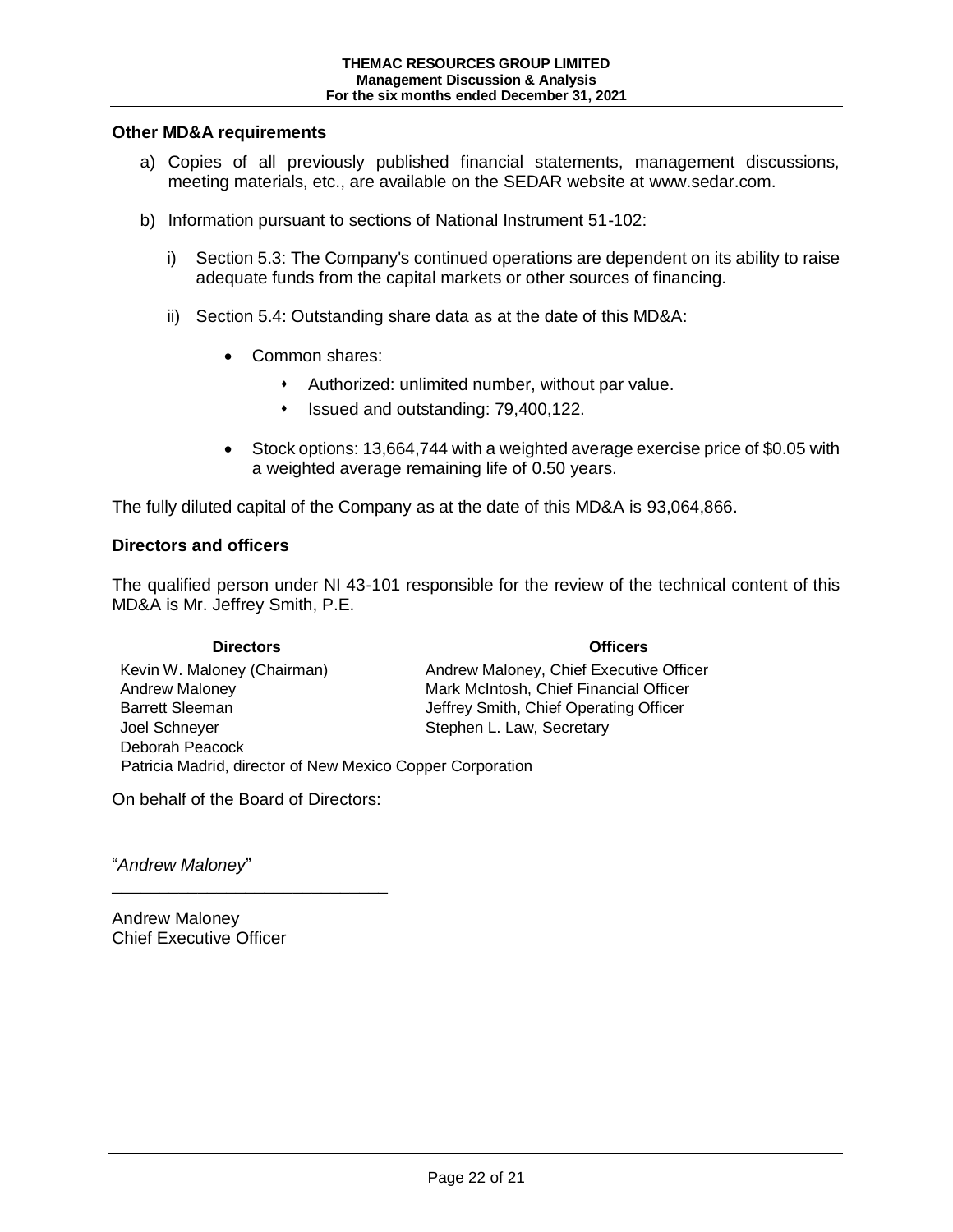### Other MD&A requirements

a) Copies of all previously published financial statements, management discussions, meeting materials, etc., are available on the SEDAR website at www.sedar.com.

b) Information pursuant to sections of National Instrument 51-102:

   i) Section 5.3: The Company's continued operations are dependent on its ability to raise adequate funds from the capital markets or other sources of financing.

   ii) Section 5.4: Outstanding share data as at the date of this MD&A:

   - Common shares:
     - Authorized: unlimited number, without par value.
     - Issued and outstanding: 79,400,122.
   - Stock options: 13,664,744 with a weighted average exercise price of \$0.05 with a weighted average remaining life of 0.50 years.

The fully diluted capital of the Company as at the date of this MD&A is 93,064,866.

### Directors and officers

The qualified person under NI 43-101 responsible for the review of the technical content of this MD&A is Mr. Jeffrey Smith, P.E.

| Directors | Officers |
|---|---|
| Kevin W. Maloney (Chairman) | Andrew Maloney, Chief Executive Officer |
| Andrew Maloney | Mark McIntosh, Chief Financial Officer |
| Barrett Sleeman | Jeffrey Smith, Chief Operating Officer |
| Joel Schneyer | Stephen L. Law, Secretary |
| Deborah Peacock | |
| Patricia Madrid, director of New Mexico Copper Corporation | |

On behalf of the Board of Directors:

"*Andrew Maloney*"

\_\_\_\_\_\_\_\_\_\_\_\_\_\_\_\_\_\_\_\_\_\_\_\_\_\_\_\_\_\_

Andrew Maloney
Chief Executive Officer